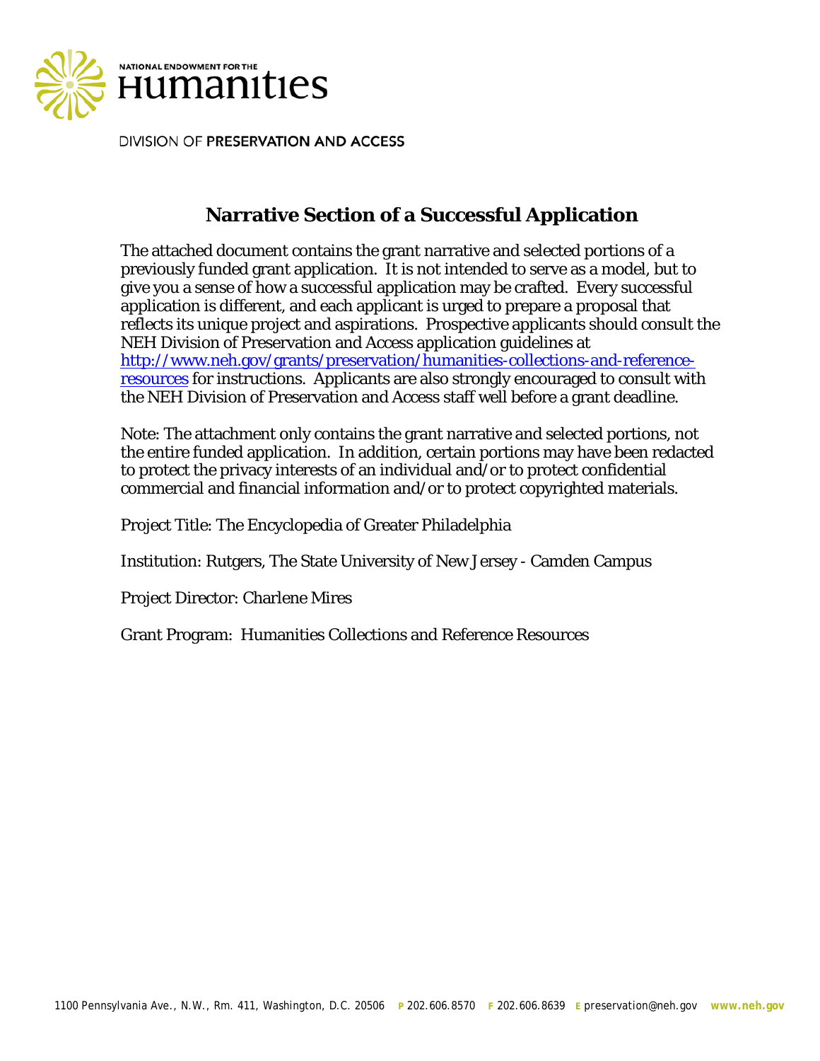NATIONAL ENDOWMENT FOR THE

# Humanities

DIVISION OF PRESERVATION AND ACCESS

## Narrative Section of a Successful Application

The attached document contains the grant narrative and selected portions of a previously funded grant application. It is not intended to serve as a model, but to give you a sense of how a successful application may be crafted. Every successful application is different, and each applicant is urged to prepare a proposal that reflects its unique project and aspirations. Prospective applicants should consult the NEH Division of Preservation and Access application guidelines at http://www.neh.gov/grants/preservation/humanities-collections-and-reference-resources for instructions. Applicants are also strongly encouraged to consult with the NEH Division of Preservation and Access staff well before a grant deadline.

Note: The attachment only contains the grant narrative and selected portions, not the entire funded application. In addition, certain portions may have been redacted to protect the privacy interests of an individual and/or to protect confidential commercial and financial information and/or to protect copyrighted materials.

Project Title: The Encyclopedia of Greater Philadelphia

Institution: Rutgers, The State University of New Jersey - Camden Campus

Project Director: Charlene Mires

Grant Program: Humanities Collections and Reference Resources

1100 Pennsylvania Ave., N.W., Rm. 411, Washington, D.C. 20506 P 202.606.8570 F 202.606.8639 E preservation@neh.gov www.neh.gov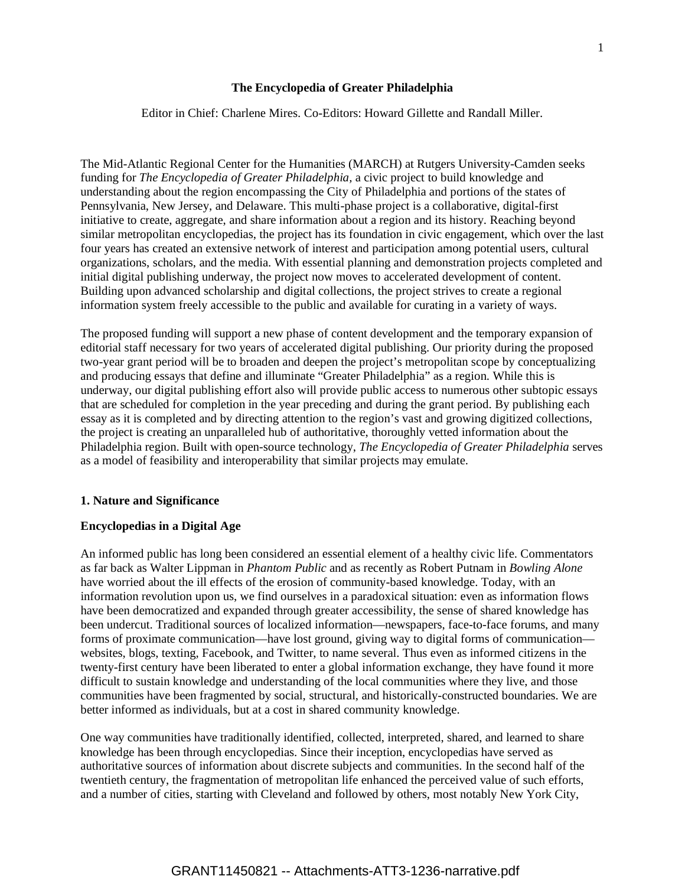**The Encyclopedia of Greater Philadelphia**

Editor in Chief: Charlene Mires. Co-Editors: Howard Gillette and Randall Miller.

The Mid-Atlantic Regional Center for the Humanities (MARCH) at Rutgers University-Camden seeks funding for *The Encyclopedia of Greater Philadelphia,* a civic project to build knowledge and understanding about the region encompassing the City of Philadelphia and portions of the states of Pennsylvania, New Jersey, and Delaware. This multi-phase project is a collaborative, digital-first initiative to create, aggregate, and share information about a region and its history. Reaching beyond similar metropolitan encyclopedias, the project has its foundation in civic engagement, which over the last four years has created an extensive network of interest and participation among potential users, cultural organizations, scholars, and the media. With essential planning and demonstration projects completed and initial digital publishing underway, the project now moves to accelerated development of content. Building upon advanced scholarship and digital collections, the project strives to create a regional information system freely accessible to the public and available for curating in a variety of ways.

The proposed funding will support a new phase of content development and the temporary expansion of editorial staff necessary for two years of accelerated digital publishing. Our priority during the proposed two-year grant period will be to broaden and deepen the project's metropolitan scope by conceptualizing and producing essays that define and illuminate "Greater Philadelphia" as a region. While this is underway, our digital publishing effort also will provide public access to numerous other subtopic essays that are scheduled for completion in the year preceding and during the grant period. By publishing each essay as it is completed and by directing attention to the region's vast and growing digitized collections, the project is creating an unparalleled hub of authoritative, thoroughly vetted information about the Philadelphia region. Built with open-source technology, *The Encyclopedia of Greater Philadelphia* serves as a model of feasibility and interoperability that similar projects may emulate.

## 1. Nature and Significance

### Encyclopedias in a Digital Age

An informed public has long been considered an essential element of a healthy civic life. Commentators as far back as Walter Lippman in *Phantom Public* and as recently as Robert Putnam in *Bowling Alone* have worried about the ill effects of the erosion of community-based knowledge. Today, with an information revolution upon us, we find ourselves in a paradoxical situation: even as information flows have been democratized and expanded through greater accessibility, the sense of shared knowledge has been undercut. Traditional sources of localized information—newspapers, face-to-face forums, and many forms of proximate communication—have lost ground, giving way to digital forms of communication—websites, blogs, texting, Facebook, and Twitter, to name several. Thus even as informed citizens in the twenty-first century have been liberated to enter a global information exchange, they have found it more difficult to sustain knowledge and understanding of the local communities where they live, and those communities have been fragmented by social, structural, and historically-constructed boundaries. We are better informed as individuals, but at a cost in shared community knowledge.

One way communities have traditionally identified, collected, interpreted, shared, and learned to share knowledge has been through encyclopedias. Since their inception, encyclopedias have served as authoritative sources of information about discrete subjects and communities. In the second half of the twentieth century, the fragmentation of metropolitan life enhanced the perceived value of such efforts, and a number of cities, starting with Cleveland and followed by others, most notably New York City,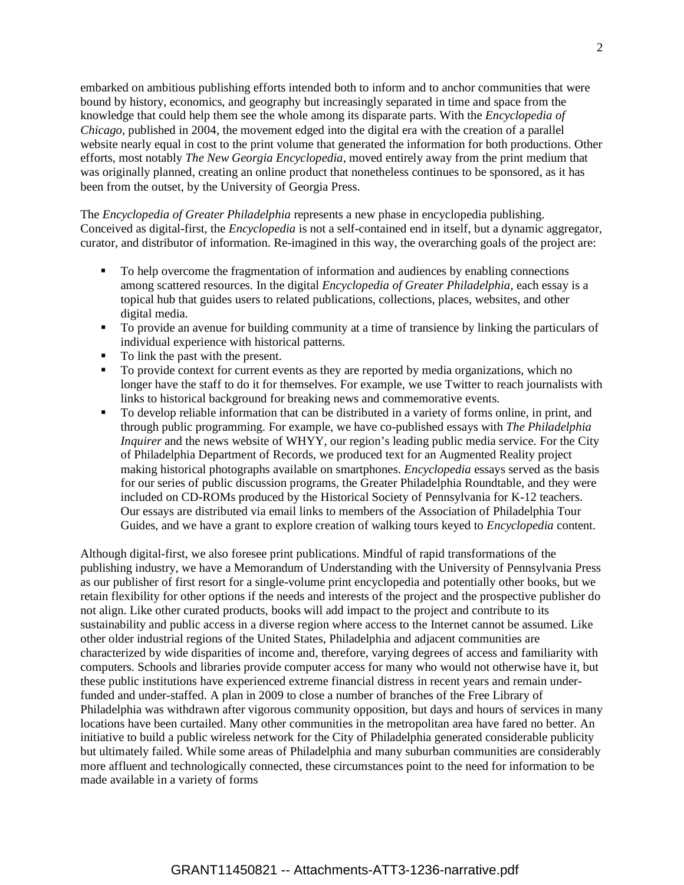embarked on ambitious publishing efforts intended both to inform and to anchor communities that were bound by history, economics, and geography but increasingly separated in time and space from the knowledge that could help them see the whole among its disparate parts. With the *Encyclopedia of Chicago*, published in 2004, the movement edged into the digital era with the creation of a parallel website nearly equal in cost to the print volume that generated the information for both productions. Other efforts, most notably *The New Georgia Encyclopedia*, moved entirely away from the print medium that was originally planned, creating an online product that nonetheless continues to be sponsored, as it has been from the outset, by the University of Georgia Press.

The *Encyclopedia of Greater Philadelphia* represents a new phase in encyclopedia publishing. Conceived as digital-first, the *Encyclopedia* is not a self-contained end in itself, but a dynamic aggregator, curator, and distributor of information. Re-imagined in this way, the overarching goals of the project are:

- To help overcome the fragmentation of information and audiences by enabling connections among scattered resources. In the digital *Encyclopedia of Greater Philadelphia*, each essay is a topical hub that guides users to related publications, collections, places, websites, and other digital media.
- To provide an avenue for building community at a time of transience by linking the particulars of individual experience with historical patterns.
- To link the past with the present.
- To provide context for current events as they are reported by media organizations, which no longer have the staff to do it for themselves. For example, we use Twitter to reach journalists with links to historical background for breaking news and commemorative events.
- To develop reliable information that can be distributed in a variety of forms online, in print, and through public programming. For example, we have co-published essays with *The Philadelphia Inquirer* and the news website of WHYY, our region's leading public media service. For the City of Philadelphia Department of Records, we produced text for an Augmented Reality project making historical photographs available on smartphones. *Encyclopedia* essays served as the basis for our series of public discussion programs, the Greater Philadelphia Roundtable, and they were included on CD-ROMs produced by the Historical Society of Pennsylvania for K-12 teachers. Our essays are distributed via email links to members of the Association of Philadelphia Tour Guides, and we have a grant to explore creation of walking tours keyed to *Encyclopedia* content.

Although digital-first, we also foresee print publications. Mindful of rapid transformations of the publishing industry, we have a Memorandum of Understanding with the University of Pennsylvania Press as our publisher of first resort for a single-volume print encyclopedia and potentially other books, but we retain flexibility for other options if the needs and interests of the project and the prospective publisher do not align. Like other curated products, books will add impact to the project and contribute to its sustainability and public access in a diverse region where access to the Internet cannot be assumed. Like other older industrial regions of the United States, Philadelphia and adjacent communities are characterized by wide disparities of income and, therefore, varying degrees of access and familiarity with computers. Schools and libraries provide computer access for many who would not otherwise have it, but these public institutions have experienced extreme financial distress in recent years and remain under-funded and under-staffed. A plan in 2009 to close a number of branches of the Free Library of Philadelphia was withdrawn after vigorous community opposition, but days and hours of services in many locations have been curtailed. Many other communities in the metropolitan area have fared no better. An initiative to build a public wireless network for the City of Philadelphia generated considerable publicity but ultimately failed. While some areas of Philadelphia and many suburban communities are considerably more affluent and technologically connected, these circumstances point to the need for information to be made available in a variety of forms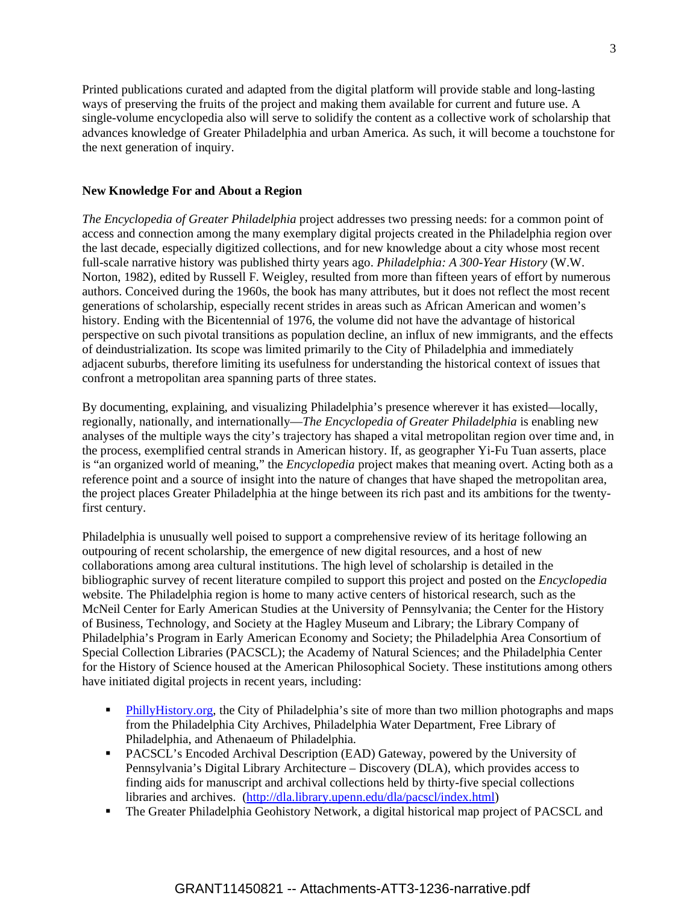Printed publications curated and adapted from the digital platform will provide stable and long-lasting ways of preserving the fruits of the project and making them available for current and future use. A single-volume encyclopedia also will serve to solidify the content as a collective work of scholarship that advances knowledge of Greater Philadelphia and urban America. As such, it will become a touchstone for the next generation of inquiry.

**New Knowledge For and About a Region**

*The Encyclopedia of Greater Philadelphia* project addresses two pressing needs: for a common point of access and connection among the many exemplary digital projects created in the Philadelphia region over the last decade, especially digitized collections, and for new knowledge about a city whose most recent full-scale narrative history was published thirty years ago. *Philadelphia: A 300-Year History* (W.W. Norton, 1982), edited by Russell F. Weigley, resulted from more than fifteen years of effort by numerous authors. Conceived during the 1960s, the book has many attributes, but it does not reflect the most recent generations of scholarship, especially recent strides in areas such as African American and women's history. Ending with the Bicentennial of 1976, the volume did not have the advantage of historical perspective on such pivotal transitions as population decline, an influx of new immigrants, and the effects of deindustrialization. Its scope was limited primarily to the City of Philadelphia and immediately adjacent suburbs, therefore limiting its usefulness for understanding the historical context of issues that confront a metropolitan area spanning parts of three states.

By documenting, explaining, and visualizing Philadelphia's presence wherever it has existed—locally, regionally, nationally, and internationally—*The Encyclopedia of Greater Philadelphia* is enabling new analyses of the multiple ways the city's trajectory has shaped a vital metropolitan region over time and, in the process, exemplified central strands in American history. If, as geographer Yi-Fu Tuan asserts, place is "an organized world of meaning," the *Encyclopedia* project makes that meaning overt. Acting both as a reference point and a source of insight into the nature of changes that have shaped the metropolitan area, the project places Greater Philadelphia at the hinge between its rich past and its ambitions for the twenty-first century.

Philadelphia is unusually well poised to support a comprehensive review of its heritage following an outpouring of recent scholarship, the emergence of new digital resources, and a host of new collaborations among area cultural institutions. The high level of scholarship is detailed in the bibliographic survey of recent literature compiled to support this project and posted on the *Encyclopedia* website. The Philadelphia region is home to many active centers of historical research, such as the McNeil Center for Early American Studies at the University of Pennsylvania; the Center for the History of Business, Technology, and Society at the Hagley Museum and Library; the Library Company of Philadelphia's Program in Early American Economy and Society; the Philadelphia Area Consortium of Special Collection Libraries (PACSCL); the Academy of Natural Sciences; and the Philadelphia Center for the History of Science housed at the American Philosophical Society. These institutions among others have initiated digital projects in recent years, including:

- [PhillyHistory.org](PhillyHistory.org), the City of Philadelphia's site of more than two million photographs and maps from the Philadelphia City Archives, Philadelphia Water Department, Free Library of Philadelphia, and Athenaeum of Philadelphia.
- PACSCL's Encoded Archival Description (EAD) Gateway, powered by the University of Pennsylvania's Digital Library Architecture – Discovery (DLA), which provides access to finding aids for manuscript and archival collections held by thirty-five special collections libraries and archives. (http://dla.library.upenn.edu/dla/pacscl/index.html)
- The Greater Philadelphia Geohistory Network, a digital historical map project of PACSCL and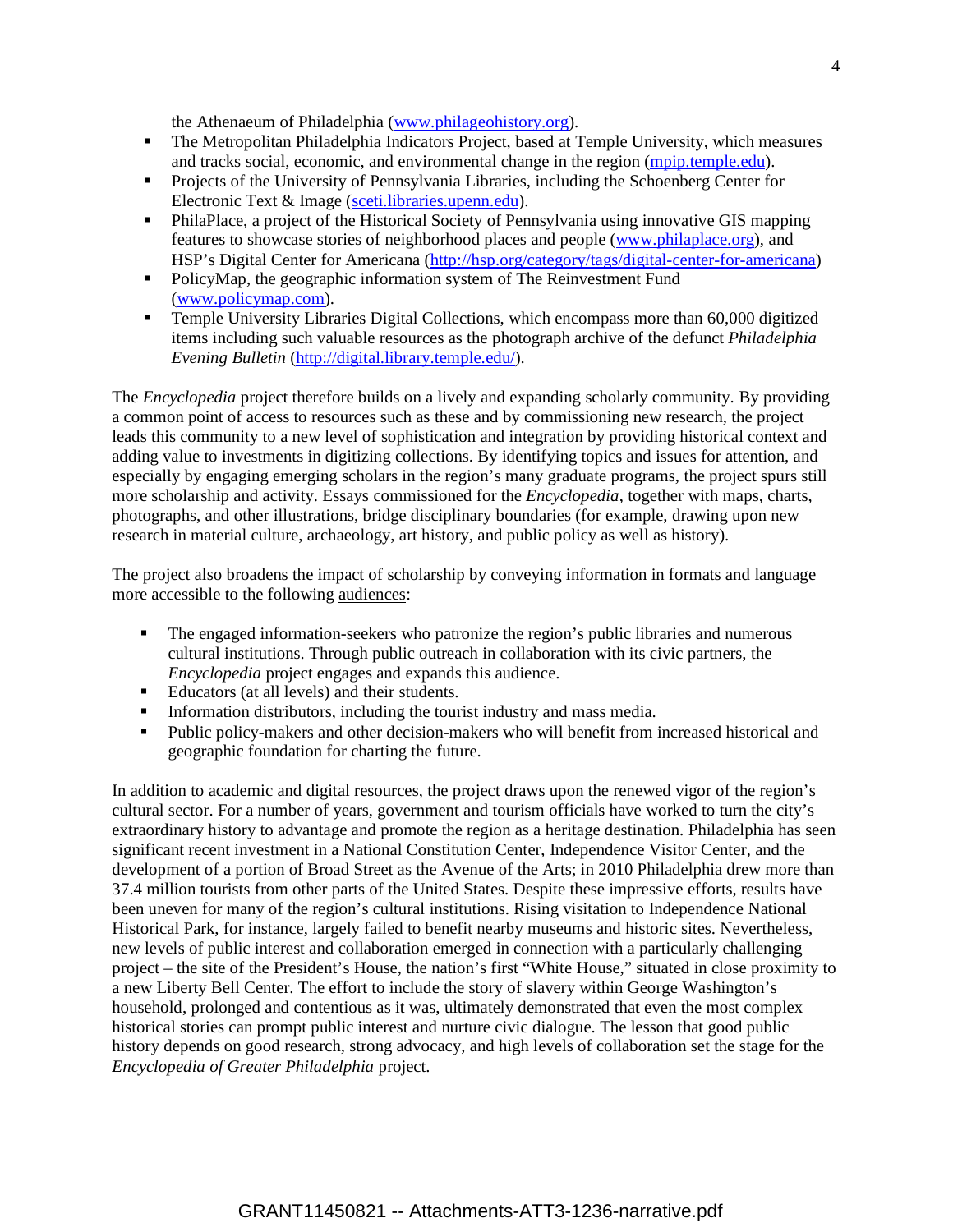the Athenaeum of Philadelphia (www.philageohistory.org).

- The Metropolitan Philadelphia Indicators Project, based at Temple University, which measures and tracks social, economic, and environmental change in the region (mpip.temple.edu).
- Projects of the University of Pennsylvania Libraries, including the Schoenberg Center for Electronic Text & Image (sceti.libraries.upenn.edu).
- PhilaPlace, a project of the Historical Society of Pennsylvania using innovative GIS mapping features to showcase stories of neighborhood places and people (www.philaplace.org), and HSP's Digital Center for Americana (http://hsp.org/category/tags/digital-center-for-americana)
- PolicyMap, the geographic information system of The Reinvestment Fund (www.policymap.com).
- Temple University Libraries Digital Collections, which encompass more than 60,000 digitized items including such valuable resources as the photograph archive of the defunct *Philadelphia Evening Bulletin* (http://digital.library.temple.edu/).

The *Encyclopedia* project therefore builds on a lively and expanding scholarly community. By providing a common point of access to resources such as these and by commissioning new research, the project leads this community to a new level of sophistication and integration by providing historical context and adding value to investments in digitizing collections. By identifying topics and issues for attention, and especially by engaging emerging scholars in the region's many graduate programs, the project spurs still more scholarship and activity. Essays commissioned for the *Encyclopedia*, together with maps, charts, photographs, and other illustrations, bridge disciplinary boundaries (for example, drawing upon new research in material culture, archaeology, art history, and public policy as well as history).

The project also broadens the impact of scholarship by conveying information in formats and language more accessible to the following audiences:

- The engaged information-seekers who patronize the region's public libraries and numerous cultural institutions. Through public outreach in collaboration with its civic partners, the *Encyclopedia* project engages and expands this audience.
- Educators (at all levels) and their students.
- Information distributors, including the tourist industry and mass media.
- Public policy-makers and other decision-makers who will benefit from increased historical and geographic foundation for charting the future.

In addition to academic and digital resources, the project draws upon the renewed vigor of the region's cultural sector. For a number of years, government and tourism officials have worked to turn the city's extraordinary history to advantage and promote the region as a heritage destination. Philadelphia has seen significant recent investment in a National Constitution Center, Independence Visitor Center, and the development of a portion of Broad Street as the Avenue of the Arts; in 2010 Philadelphia drew more than 37.4 million tourists from other parts of the United States. Despite these impressive efforts, results have been uneven for many of the region's cultural institutions. Rising visitation to Independence National Historical Park, for instance, largely failed to benefit nearby museums and historic sites. Nevertheless, new levels of public interest and collaboration emerged in connection with a particularly challenging project – the site of the President's House, the nation's first "White House," situated in close proximity to a new Liberty Bell Center. The effort to include the story of slavery within George Washington's household, prolonged and contentious as it was, ultimately demonstrated that even the most complex historical stories can prompt public interest and nurture civic dialogue. The lesson that good public history depends on good research, strong advocacy, and high levels of collaboration set the stage for the *Encyclopedia of Greater Philadelphia* project.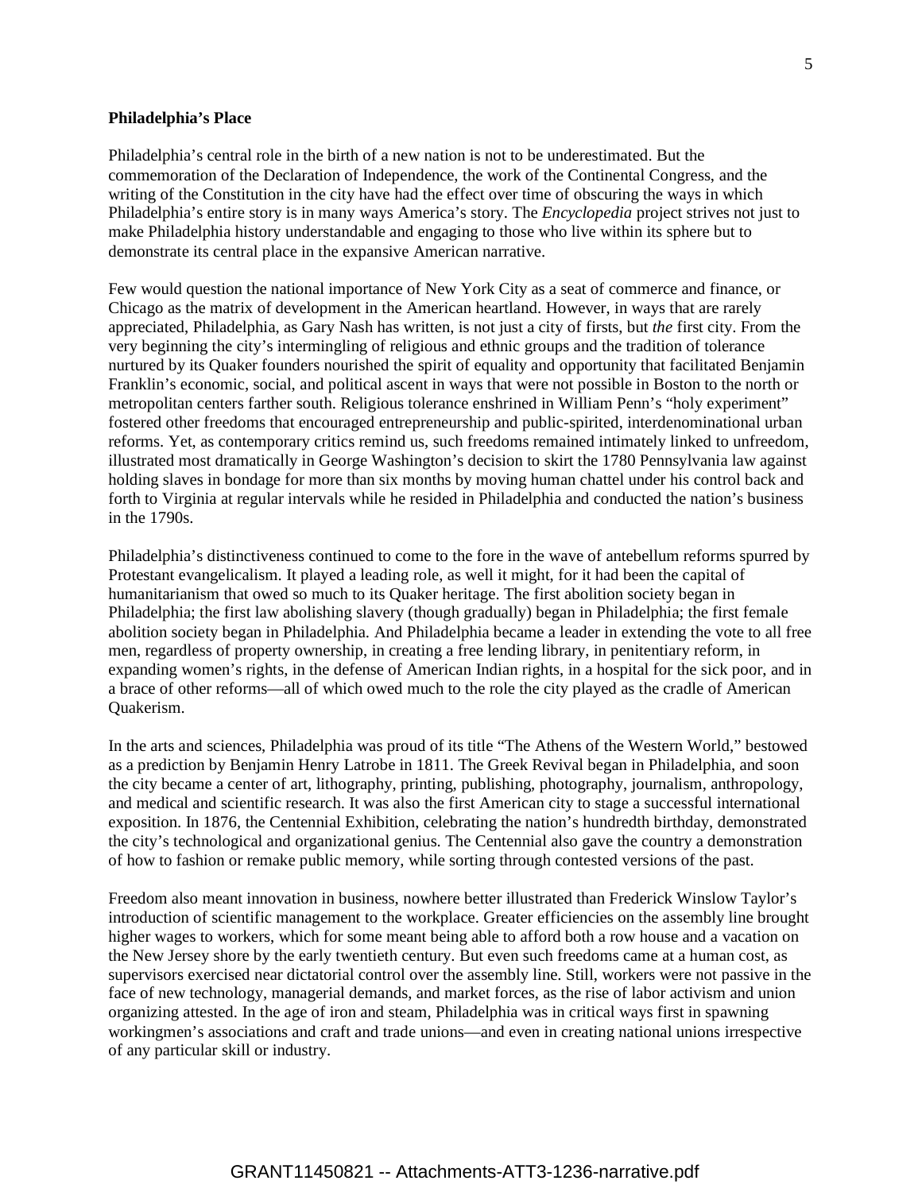**Philadelphia's Place**

Philadelphia's central role in the birth of a new nation is not to be underestimated. But the commemoration of the Declaration of Independence, the work of the Continental Congress, and the writing of the Constitution in the city have had the effect over time of obscuring the ways in which Philadelphia's entire story is in many ways America's story. The *Encyclopedia* project strives not just to make Philadelphia history understandable and engaging to those who live within its sphere but to demonstrate its central place in the expansive American narrative.

Few would question the national importance of New York City as a seat of commerce and finance, or Chicago as the matrix of development in the American heartland. However, in ways that are rarely appreciated, Philadelphia, as Gary Nash has written, is not just a city of firsts, but *the* first city. From the very beginning the city's intermingling of religious and ethnic groups and the tradition of tolerance nurtured by its Quaker founders nourished the spirit of equality and opportunity that facilitated Benjamin Franklin's economic, social, and political ascent in ways that were not possible in Boston to the north or metropolitan centers farther south. Religious tolerance enshrined in William Penn's "holy experiment" fostered other freedoms that encouraged entrepreneurship and public-spirited, interdenominational urban reforms. Yet, as contemporary critics remind us, such freedoms remained intimately linked to unfreedom, illustrated most dramatically in George Washington's decision to skirt the 1780 Pennsylvania law against holding slaves in bondage for more than six months by moving human chattel under his control back and forth to Virginia at regular intervals while he resided in Philadelphia and conducted the nation's business in the 1790s.

Philadelphia's distinctiveness continued to come to the fore in the wave of antebellum reforms spurred by Protestant evangelicalism. It played a leading role, as well it might, for it had been the capital of humanitarianism that owed so much to its Quaker heritage. The first abolition society began in Philadelphia; the first law abolishing slavery (though gradually) began in Philadelphia; the first female abolition society began in Philadelphia. And Philadelphia became a leader in extending the vote to all free men, regardless of property ownership, in creating a free lending library, in penitentiary reform, in expanding women's rights, in the defense of American Indian rights, in a hospital for the sick poor, and in a brace of other reforms—all of which owed much to the role the city played as the cradle of American Quakerism.

In the arts and sciences, Philadelphia was proud of its title "The Athens of the Western World," bestowed as a prediction by Benjamin Henry Latrobe in 1811. The Greek Revival began in Philadelphia, and soon the city became a center of art, lithography, printing, publishing, photography, journalism, anthropology, and medical and scientific research. It was also the first American city to stage a successful international exposition. In 1876, the Centennial Exhibition, celebrating the nation's hundredth birthday, demonstrated the city's technological and organizational genius. The Centennial also gave the country a demonstration of how to fashion or remake public memory, while sorting through contested versions of the past.

Freedom also meant innovation in business, nowhere better illustrated than Frederick Winslow Taylor's introduction of scientific management to the workplace. Greater efficiencies on the assembly line brought higher wages to workers, which for some meant being able to afford both a row house and a vacation on the New Jersey shore by the early twentieth century. But even such freedoms came at a human cost, as supervisors exercised near dictatorial control over the assembly line. Still, workers were not passive in the face of new technology, managerial demands, and market forces, as the rise of labor activism and union organizing attested. In the age of iron and steam, Philadelphia was in critical ways first in spawning workingmen's associations and craft and trade unions—and even in creating national unions irrespective of any particular skill or industry.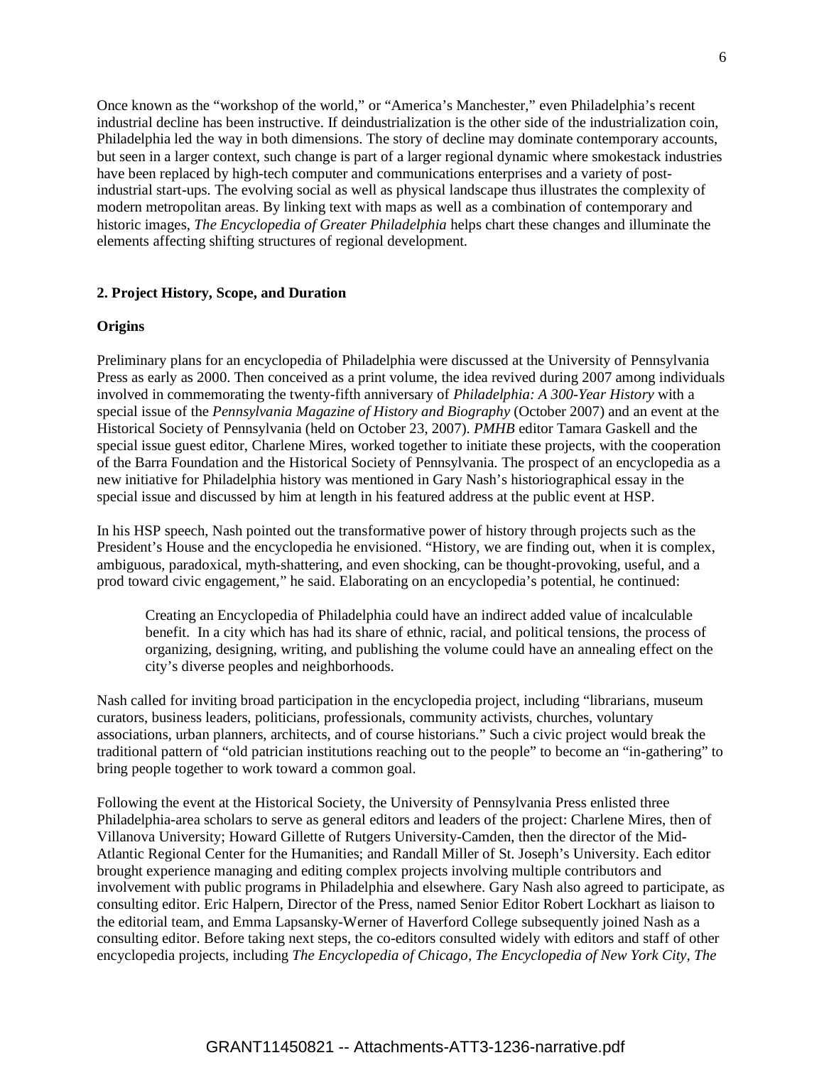Once known as the "workshop of the world," or "America's Manchester," even Philadelphia's recent industrial decline has been instructive. If deindustrialization is the other side of the industrialization coin, Philadelphia led the way in both dimensions. The story of decline may dominate contemporary accounts, but seen in a larger context, such change is part of a larger regional dynamic where smokestack industries have been replaced by high-tech computer and communications enterprises and a variety of post-industrial start-ups. The evolving social as well as physical landscape thus illustrates the complexity of modern metropolitan areas. By linking text with maps as well as a combination of contemporary and historic images, *The Encyclopedia of Greater Philadelphia* helps chart these changes and illuminate the elements affecting shifting structures of regional development.

## 2. Project History, Scope, and Duration

### Origins

Preliminary plans for an encyclopedia of Philadelphia were discussed at the University of Pennsylvania Press as early as 2000. Then conceived as a print volume, the idea revived during 2007 among individuals involved in commemorating the twenty-fifth anniversary of *Philadelphia: A 300-Year History* with a special issue of the *Pennsylvania Magazine of History and Biography* (October 2007) and an event at the Historical Society of Pennsylvania (held on October 23, 2007). *PMHB* editor Tamara Gaskell and the special issue guest editor, Charlene Mires, worked together to initiate these projects, with the cooperation of the Barra Foundation and the Historical Society of Pennsylvania. The prospect of an encyclopedia as a new initiative for Philadelphia history was mentioned in Gary Nash's historiographical essay in the special issue and discussed by him at length in his featured address at the public event at HSP.

In his HSP speech, Nash pointed out the transformative power of history through projects such as the President's House and the encyclopedia he envisioned. "History, we are finding out, when it is complex, ambiguous, paradoxical, myth-shattering, and even shocking, can be thought-provoking, useful, and a prod toward civic engagement," he said. Elaborating on an encyclopedia's potential, he continued:

> Creating an Encyclopedia of Philadelphia could have an indirect added value of incalculable benefit. In a city which has had its share of ethnic, racial, and political tensions, the process of organizing, designing, writing, and publishing the volume could have an annealing effect on the city's diverse peoples and neighborhoods.

Nash called for inviting broad participation in the encyclopedia project, including "librarians, museum curators, business leaders, politicians, professionals, community activists, churches, voluntary associations, urban planners, architects, and of course historians." Such a civic project would break the traditional pattern of "old patrician institutions reaching out to the people" to become an "in-gathering" to bring people together to work toward a common goal.

Following the event at the Historical Society, the University of Pennsylvania Press enlisted three Philadelphia-area scholars to serve as general editors and leaders of the project: Charlene Mires, then of Villanova University; Howard Gillette of Rutgers University-Camden, then the director of the Mid-Atlantic Regional Center for the Humanities; and Randall Miller of St. Joseph's University. Each editor brought experience managing and editing complex projects involving multiple contributors and involvement with public programs in Philadelphia and elsewhere. Gary Nash also agreed to participate, as consulting editor. Eric Halpern, Director of the Press, named Senior Editor Robert Lockhart as liaison to the editorial team, and Emma Lapsansky-Werner of Haverford College subsequently joined Nash as a consulting editor. Before taking next steps, the co-editors consulted widely with editors and staff of other encyclopedia projects, including *The Encyclopedia of Chicago*, *The Encyclopedia of New York City*, *The*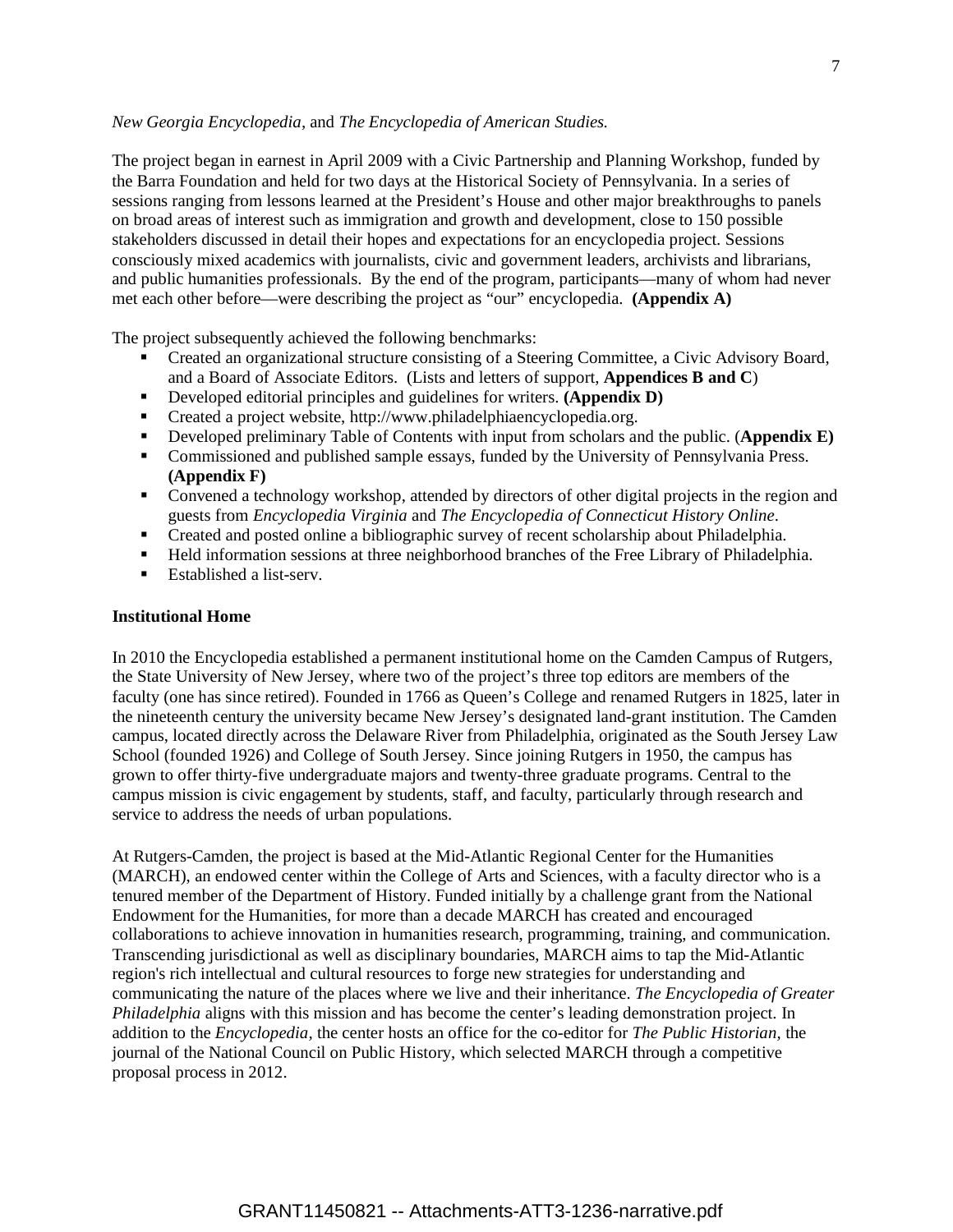*New Georgia Encyclopedia,* and *The Encyclopedia of American Studies.*

The project began in earnest in April 2009 with a Civic Partnership and Planning Workshop, funded by the Barra Foundation and held for two days at the Historical Society of Pennsylvania. In a series of sessions ranging from lessons learned at the President's House and other major breakthroughs to panels on broad areas of interest such as immigration and growth and development, close to 150 possible stakeholders discussed in detail their hopes and expectations for an encyclopedia project. Sessions consciously mixed academics with journalists, civic and government leaders, archivists and librarians, and public humanities professionals. By the end of the program, participants—many of whom had never met each other before—were describing the project as "our" encyclopedia. **(Appendix A)**

The project subsequently achieved the following benchmarks:

- Created an organizational structure consisting of a Steering Committee, a Civic Advisory Board, and a Board of Associate Editors. (Lists and letters of support, **Appendices B and C**)
- Developed editorial principles and guidelines for writers. **(Appendix D)**
- Created a project website, http://www.philadelphiaencyclopedia.org.
- Developed preliminary Table of Contents with input from scholars and the public. (**Appendix E)**
- Commissioned and published sample essays, funded by the University of Pennsylvania Press. **(Appendix F)**
- Convened a technology workshop, attended by directors of other digital projects in the region and guests from *Encyclopedia Virginia* and *The Encyclopedia of Connecticut History Online*.
- Created and posted online a bibliographic survey of recent scholarship about Philadelphia.
- Held information sessions at three neighborhood branches of the Free Library of Philadelphia.
- Established a list-serv.

**Institutional Home**

In 2010 the Encyclopedia established a permanent institutional home on the Camden Campus of Rutgers, the State University of New Jersey, where two of the project's three top editors are members of the faculty (one has since retired). Founded in 1766 as Queen's College and renamed Rutgers in 1825, later in the nineteenth century the university became New Jersey's designated land-grant institution. The Camden campus, located directly across the Delaware River from Philadelphia, originated as the South Jersey Law School (founded 1926) and College of South Jersey. Since joining Rutgers in 1950, the campus has grown to offer thirty-five undergraduate majors and twenty-three graduate programs. Central to the campus mission is civic engagement by students, staff, and faculty, particularly through research and service to address the needs of urban populations.

At Rutgers-Camden, the project is based at the Mid-Atlantic Regional Center for the Humanities (MARCH), an endowed center within the College of Arts and Sciences, with a faculty director who is a tenured member of the Department of History. Funded initially by a challenge grant from the National Endowment for the Humanities, for more than a decade MARCH has created and encouraged collaborations to achieve innovation in humanities research, programming, training, and communication. Transcending jurisdictional as well as disciplinary boundaries, MARCH aims to tap the Mid-Atlantic region's rich intellectual and cultural resources to forge new strategies for understanding and communicating the nature of the places where we live and their inheritance. *The Encyclopedia of Greater Philadelphia* aligns with this mission and has become the center's leading demonstration project. In addition to the *Encyclopedia*, the center hosts an office for the co-editor for *The Public Historian,* the journal of the National Council on Public History, which selected MARCH through a competitive proposal process in 2012.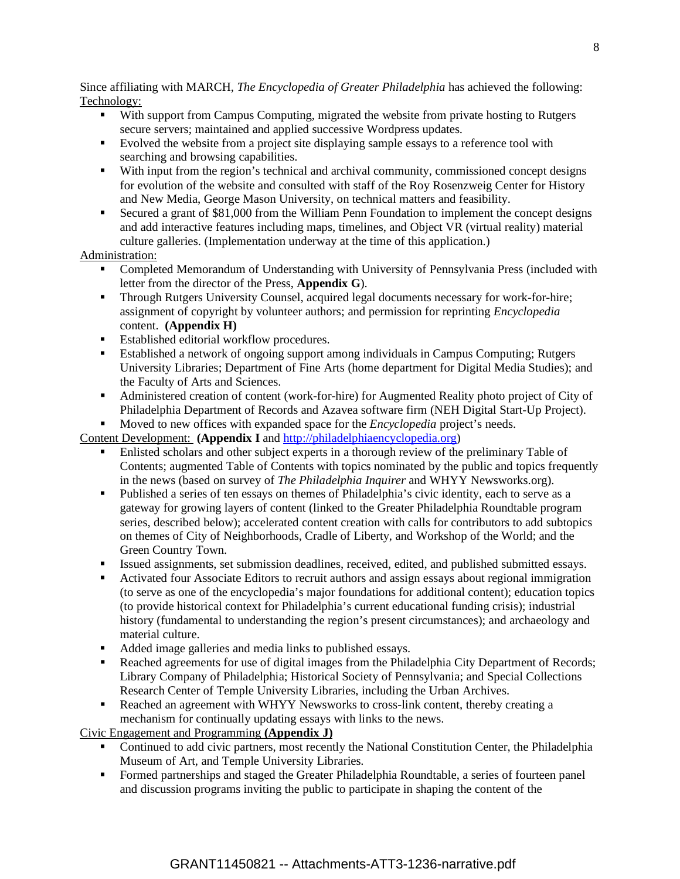Since affiliating with MARCH, *The Encyclopedia of Greater Philadelphia* has achieved the following:

<u>Technology:</u>

- With support from Campus Computing, migrated the website from private hosting to Rutgers secure servers; maintained and applied successive Wordpress updates.
- Evolved the website from a project site displaying sample essays to a reference tool with searching and browsing capabilities.
- With input from the region's technical and archival community, commissioned concept designs for evolution of the website and consulted with staff of the Roy Rosenzweig Center for History and New Media, George Mason University, on technical matters and feasibility.
- Secured a grant of $81,000 from the William Penn Foundation to implement the concept designs and add interactive features including maps, timelines, and Object VR (virtual reality) material culture galleries. (Implementation underway at the time of this application.)

<u>Administration:</u>

- Completed Memorandum of Understanding with University of Pennsylvania Press (included with letter from the director of the Press, **Appendix G**).
- Through Rutgers University Counsel, acquired legal documents necessary for work-for-hire; assignment of copyright by volunteer authors; and permission for reprinting *Encyclopedia* content. **(Appendix H)**
- Established editorial workflow procedures.
- Established a network of ongoing support among individuals in Campus Computing; Rutgers University Libraries; Department of Fine Arts (home department for Digital Media Studies); and the Faculty of Arts and Sciences.
- Administered creation of content (work-for-hire) for Augmented Reality photo project of City of Philadelphia Department of Records and Azavea software firm (NEH Digital Start-Up Project).
- Moved to new offices with expanded space for the *Encyclopedia* project's needs.

<u>Content Development:</u> **(Appendix I** and http://philadelphiaencyclopedia.org)

- Enlisted scholars and other subject experts in a thorough review of the preliminary Table of Contents; augmented Table of Contents with topics nominated by the public and topics frequently in the news (based on survey of *The Philadelphia Inquirer* and WHYY Newsworks.org).
- Published a series of ten essays on themes of Philadelphia's civic identity, each to serve as a gateway for growing layers of content (linked to the Greater Philadelphia Roundtable program series, described below); accelerated content creation with calls for contributors to add subtopics on themes of City of Neighborhoods, Cradle of Liberty, and Workshop of the World; and the Green Country Town.
- Issued assignments, set submission deadlines, received, edited, and published submitted essays.
- Activated four Associate Editors to recruit authors and assign essays about regional immigration (to serve as one of the encyclopedia's major foundations for additional content); education topics (to provide historical context for Philadelphia's current educational funding crisis); industrial history (fundamental to understanding the region's present circumstances); and archaeology and material culture.
- Added image galleries and media links to published essays.
- Reached agreements for use of digital images from the Philadelphia City Department of Records; Library Company of Philadelphia; Historical Society of Pennsylvania; and Special Collections Research Center of Temple University Libraries, including the Urban Archives.
- Reached an agreement with WHYY Newsworks to cross-link content, thereby creating a mechanism for continually updating essays with links to the news.

<u>Civic Engagement and Programming</u> **(Appendix J)**

- Continued to add civic partners, most recently the National Constitution Center, the Philadelphia Museum of Art, and Temple University Libraries.
- Formed partnerships and staged the Greater Philadelphia Roundtable, a series of fourteen panel and discussion programs inviting the public to participate in shaping the content of the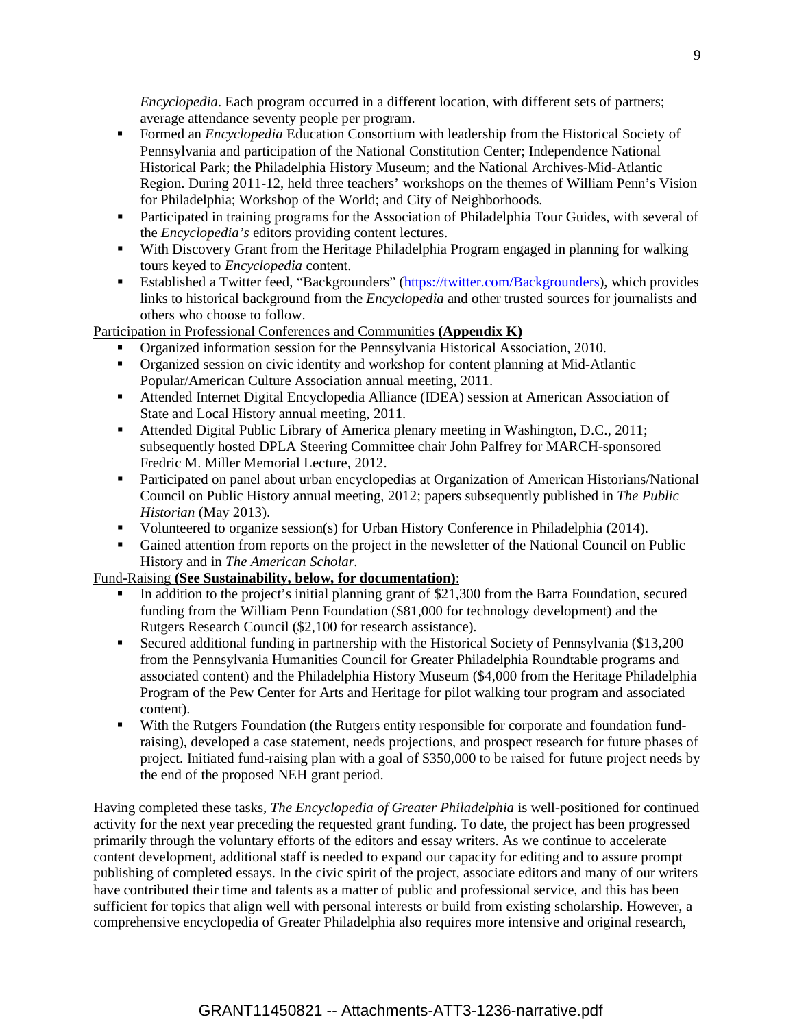*Encyclopedia*. Each program occurred in a different location, with different sets of partners; average attendance seventy people per program.

- Formed an *Encyclopedia* Education Consortium with leadership from the Historical Society of Pennsylvania and participation of the National Constitution Center; Independence National Historical Park; the Philadelphia History Museum; and the National Archives-Mid-Atlantic Region. During 2011-12, held three teachers' workshops on the themes of William Penn's Vision for Philadelphia; Workshop of the World; and City of Neighborhoods.
- Participated in training programs for the Association of Philadelphia Tour Guides, with several of the *Encyclopedia's* editors providing content lectures.
- With Discovery Grant from the Heritage Philadelphia Program engaged in planning for walking tours keyed to *Encyclopedia* content.
- Established a Twitter feed, "Backgrounders" (https://twitter.com/Backgrounders), which provides links to historical background from the *Encyclopedia* and other trusted sources for journalists and others who choose to follow.

Participation in Professional Conferences and Communities **(Appendix K)**

- Organized information session for the Pennsylvania Historical Association, 2010.
- Organized session on civic identity and workshop for content planning at Mid-Atlantic Popular/American Culture Association annual meeting, 2011.
- Attended Internet Digital Encyclopedia Alliance (IDEA) session at American Association of State and Local History annual meeting, 2011.
- Attended Digital Public Library of America plenary meeting in Washington, D.C., 2011; subsequently hosted DPLA Steering Committee chair John Palfrey for MARCH-sponsored Fredric M. Miller Memorial Lecture, 2012.
- Participated on panel about urban encyclopedias at Organization of American Historians/National Council on Public History annual meeting, 2012; papers subsequently published in *The Public Historian* (May 2013).
- Volunteered to organize session(s) for Urban History Conference in Philadelphia (2014).
- Gained attention from reports on the project in the newsletter of the National Council on Public History and in *The American Scholar.*

Fund-Raising **(See Sustainability, below, for documentation)**:

- In addition to the project's initial planning grant of $21,300 from the Barra Foundation, secured funding from the William Penn Foundation ($81,000 for technology development) and the Rutgers Research Council ($2,100 for research assistance).
- Secured additional funding in partnership with the Historical Society of Pennsylvania ($13,200 from the Pennsylvania Humanities Council for Greater Philadelphia Roundtable programs and associated content) and the Philadelphia History Museum ($4,000 from the Heritage Philadelphia Program of the Pew Center for Arts and Heritage for pilot walking tour program and associated content).
- With the Rutgers Foundation (the Rutgers entity responsible for corporate and foundation fund-raising), developed a case statement, needs projections, and prospect research for future phases of project. Initiated fund-raising plan with a goal of $350,000 to be raised for future project needs by the end of the proposed NEH grant period.

Having completed these tasks, *The Encyclopedia of Greater Philadelphia* is well-positioned for continued activity for the next year preceding the requested grant funding. To date, the project has been progressed primarily through the voluntary efforts of the editors and essay writers. As we continue to accelerate content development, additional staff is needed to expand our capacity for editing and to assure prompt publishing of completed essays. In the civic spirit of the project, associate editors and many of our writers have contributed their time and talents as a matter of public and professional service, and this has been sufficient for topics that align well with personal interests or build from existing scholarship. However, a comprehensive encyclopedia of Greater Philadelphia also requires more intensive and original research,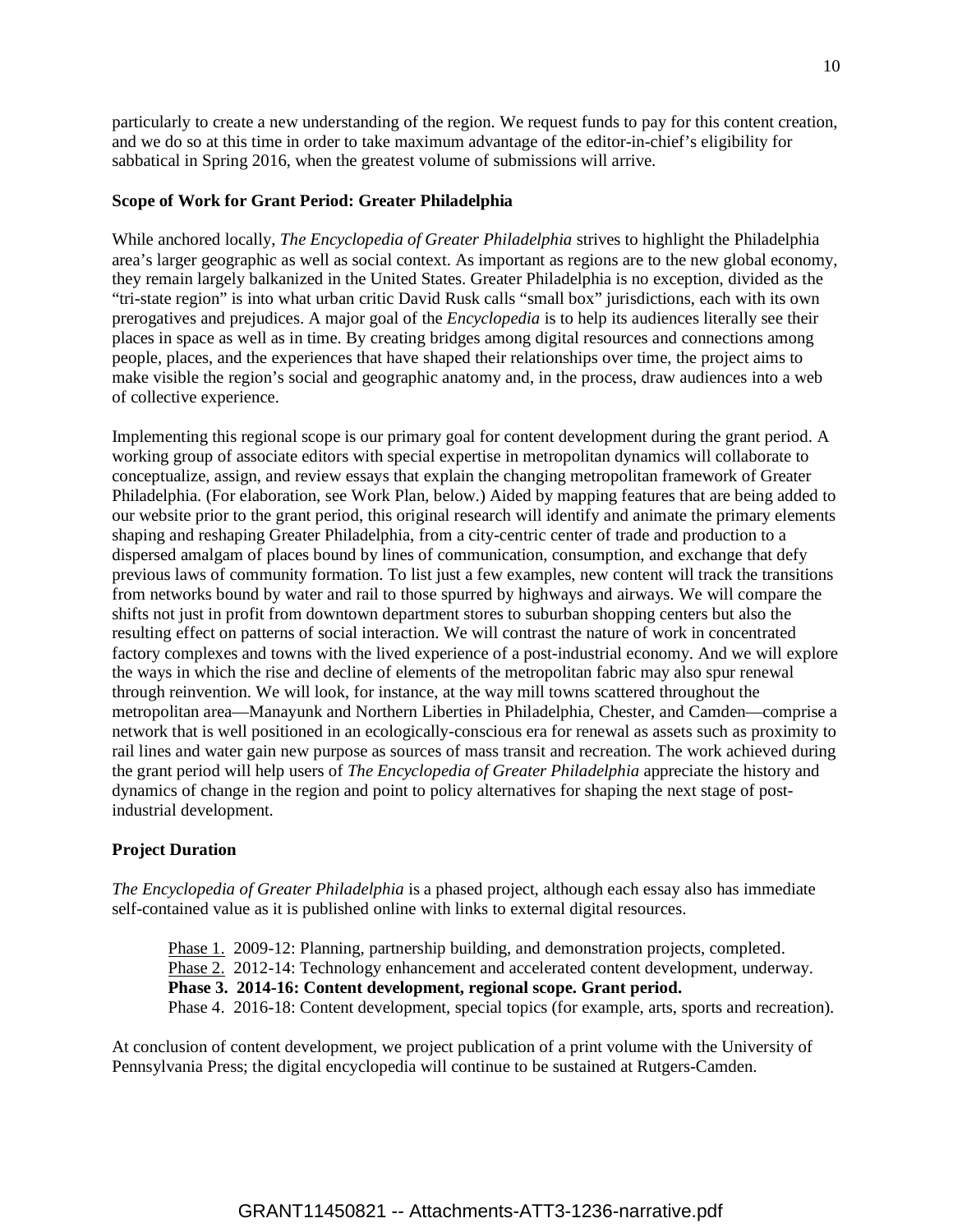particularly to create a new understanding of the region. We request funds to pay for this content creation, and we do so at this time in order to take maximum advantage of the editor-in-chief's eligibility for sabbatical in Spring 2016, when the greatest volume of submissions will arrive.

**Scope of Work for Grant Period: Greater Philadelphia**

While anchored locally, *The Encyclopedia of Greater Philadelphia* strives to highlight the Philadelphia area's larger geographic as well as social context. As important as regions are to the new global economy, they remain largely balkanized in the United States. Greater Philadelphia is no exception, divided as the "tri-state region" is into what urban critic David Rusk calls "small box" jurisdictions, each with its own prerogatives and prejudices. A major goal of the *Encyclopedia* is to help its audiences literally see their places in space as well as in time. By creating bridges among digital resources and connections among people, places, and the experiences that have shaped their relationships over time, the project aims to make visible the region's social and geographic anatomy and, in the process, draw audiences into a web of collective experience.

Implementing this regional scope is our primary goal for content development during the grant period. A working group of associate editors with special expertise in metropolitan dynamics will collaborate to conceptualize, assign, and review essays that explain the changing metropolitan framework of Greater Philadelphia. (For elaboration, see Work Plan, below.) Aided by mapping features that are being added to our website prior to the grant period, this original research will identify and animate the primary elements shaping and reshaping Greater Philadelphia, from a city-centric center of trade and production to a dispersed amalgam of places bound by lines of communication, consumption, and exchange that defy previous laws of community formation. To list just a few examples, new content will track the transitions from networks bound by water and rail to those spurred by highways and airways. We will compare the shifts not just in profit from downtown department stores to suburban shopping centers but also the resulting effect on patterns of social interaction. We will contrast the nature of work in concentrated factory complexes and towns with the lived experience of a post-industrial economy. And we will explore the ways in which the rise and decline of elements of the metropolitan fabric may also spur renewal through reinvention. We will look, for instance, at the way mill towns scattered throughout the metropolitan area—Manayunk and Northern Liberties in Philadelphia, Chester, and Camden—comprise a network that is well positioned in an ecologically-conscious era for renewal as assets such as proximity to rail lines and water gain new purpose as sources of mass transit and recreation. The work achieved during the grant period will help users of *The Encyclopedia of Greater Philadelphia* appreciate the history and dynamics of change in the region and point to policy alternatives for shaping the next stage of post-industrial development.

**Project Duration**

*The Encyclopedia of Greater Philadelphia* is a phased project, although each essay also has immediate self-contained value as it is published online with links to external digital resources.

Phase 1. 2009-12: Planning, partnership building, and demonstration projects, completed.
Phase 2. 2012-14: Technology enhancement and accelerated content development, underway.
**Phase 3. 2014-16: Content development, regional scope. Grant period.**
Phase 4. 2016-18: Content development, special topics (for example, arts, sports and recreation).

At conclusion of content development, we project publication of a print volume with the University of Pennsylvania Press; the digital encyclopedia will continue to be sustained at Rutgers-Camden.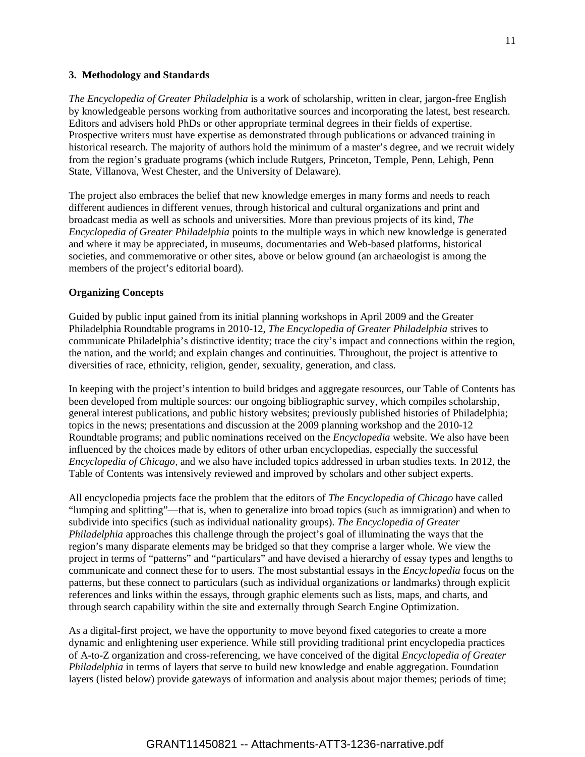### 3. Methodology and Standards

*The Encyclopedia of Greater Philadelphia* is a work of scholarship, written in clear, jargon-free English by knowledgeable persons working from authoritative sources and incorporating the latest, best research. Editors and advisers hold PhDs or other appropriate terminal degrees in their fields of expertise. Prospective writers must have expertise as demonstrated through publications or advanced training in historical research. The majority of authors hold the minimum of a master's degree, and we recruit widely from the region's graduate programs (which include Rutgers, Princeton, Temple, Penn, Lehigh, Penn State, Villanova, West Chester, and the University of Delaware).

The project also embraces the belief that new knowledge emerges in many forms and needs to reach different audiences in different venues, through historical and cultural organizations and print and broadcast media as well as schools and universities. More than previous projects of its kind, *The Encyclopedia of Greater Philadelphia* points to the multiple ways in which new knowledge is generated and where it may be appreciated, in museums, documentaries and Web-based platforms, historical societies, and commemorative or other sites, above or below ground (an archaeologist is among the members of the project's editorial board).

#### Organizing Concepts

Guided by public input gained from its initial planning workshops in April 2009 and the Greater Philadelphia Roundtable programs in 2010-12, *The Encyclopedia of Greater Philadelphia* strives to communicate Philadelphia's distinctive identity; trace the city's impact and connections within the region, the nation, and the world; and explain changes and continuities. Throughout, the project is attentive to diversities of race, ethnicity, religion, gender, sexuality, generation, and class.

In keeping with the project's intention to build bridges and aggregate resources, our Table of Contents has been developed from multiple sources: our ongoing bibliographic survey, which compiles scholarship, general interest publications, and public history websites; previously published histories of Philadelphia; topics in the news; presentations and discussion at the 2009 planning workshop and the 2010-12 Roundtable programs; and public nominations received on the *Encyclopedia* website. We also have been influenced by the choices made by editors of other urban encyclopedias, especially the successful *Encyclopedia of Chicago*, and we also have included topics addressed in urban studies texts. In 2012, the Table of Contents was intensively reviewed and improved by scholars and other subject experts.

All encyclopedia projects face the problem that the editors of *The Encyclopedia of Chicago* have called "lumping and splitting"—that is, when to generalize into broad topics (such as immigration) and when to subdivide into specifics (such as individual nationality groups). *The Encyclopedia of Greater Philadelphia* approaches this challenge through the project's goal of illuminating the ways that the region's many disparate elements may be bridged so that they comprise a larger whole. We view the project in terms of "patterns" and "particulars" and have devised a hierarchy of essay types and lengths to communicate and connect these for to users. The most substantial essays in the *Encyclopedia* focus on the patterns, but these connect to particulars (such as individual organizations or landmarks) through explicit references and links within the essays, through graphic elements such as lists, maps, and charts, and through search capability within the site and externally through Search Engine Optimization.

As a digital-first project, we have the opportunity to move beyond fixed categories to create a more dynamic and enlightening user experience. While still providing traditional print encyclopedia practices of A-to-Z organization and cross-referencing, we have conceived of the digital *Encyclopedia of Greater Philadelphia* in terms of layers that serve to build new knowledge and enable aggregation. Foundation layers (listed below) provide gateways of information and analysis about major themes; periods of time;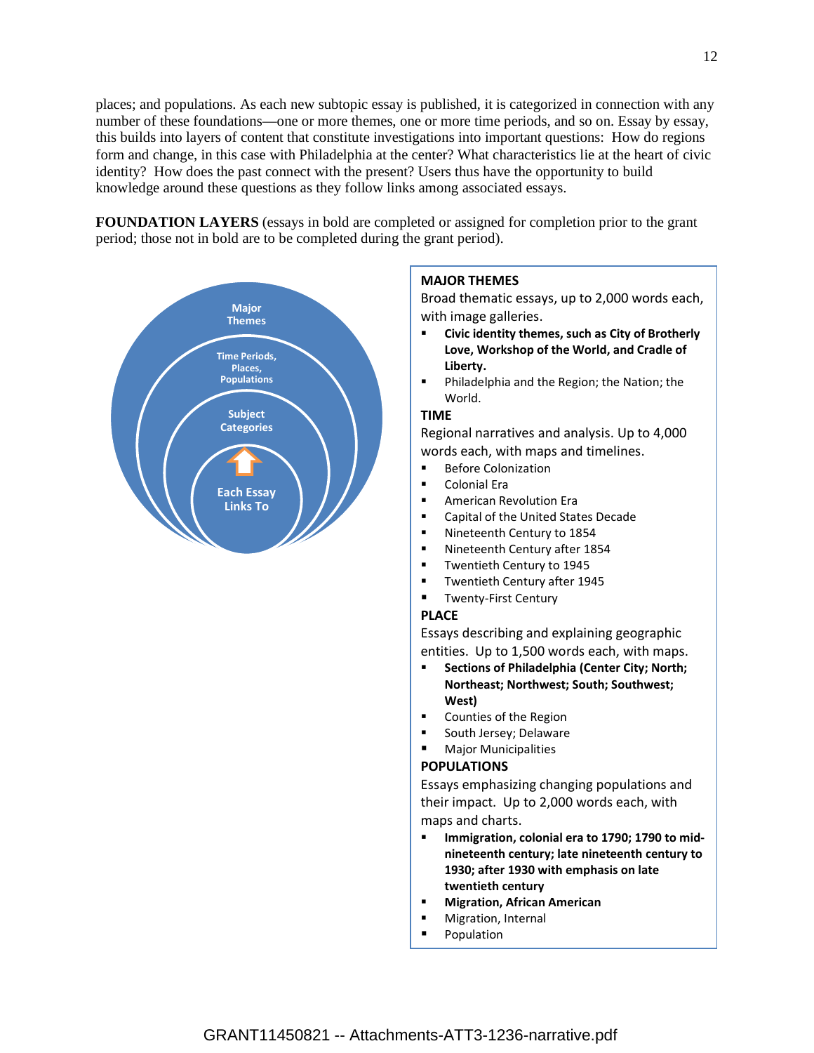places; and populations. As each new subtopic essay is published, it is categorized in connection with any number of these foundations—one or more themes, one or more time periods, and so on. Essay by essay, this builds into layers of content that constitute investigations into important questions: How do regions form and change, in this case with Philadelphia at the center? What characteristics lie at the heart of civic identity? How does the past connect with the present? Users thus have the opportunity to build knowledge around these questions as they follow links among associated essays.

**FOUNDATION LAYERS** (essays in bold are completed or assigned for completion prior to the grant period; those not in bold are to be completed during the grant period).

Major Themes

Time Periods, Places, Populations

Subject Categories

Each Essay Links To

**MAJOR THEMES**

Broad thematic essays, up to 2,000 words each, with image galleries.

- **Civic identity themes, such as City of Brotherly Love, Workshop of the World, and Cradle of Liberty.**
- Philadelphia and the Region; the Nation; the World.

**TIME**

Regional narratives and analysis. Up to 4,000 words each, with maps and timelines.

- Before Colonization
- Colonial Era
- American Revolution Era
- Capital of the United States Decade
- Nineteenth Century to 1854
- Nineteenth Century after 1854
- Twentieth Century to 1945
- Twentieth Century after 1945
- Twenty-First Century

**PLACE**

Essays describing and explaining geographic entities. Up to 1,500 words each, with maps.

- **Sections of Philadelphia (Center City; North; Northeast; Northwest; South; Southwest; West)**
- Counties of the Region
- South Jersey; Delaware
- Major Municipalities

**POPULATIONS**

Essays emphasizing changing populations and their impact. Up to 2,000 words each, with maps and charts.

- **Immigration, colonial era to 1790; 1790 to mid-nineteenth century; late nineteenth century to 1930; after 1930 with emphasis on late twentieth century**
- **Migration, African American**
- Migration, Internal
- Population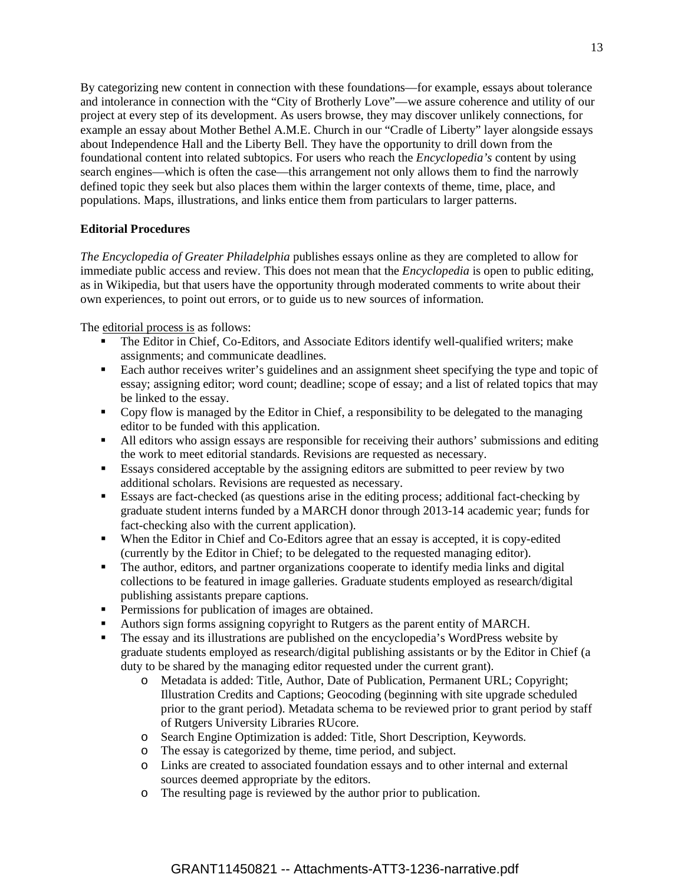By categorizing new content in connection with these foundations—for example, essays about tolerance and intolerance in connection with the "City of Brotherly Love"—we assure coherence and utility of our project at every step of its development. As users browse, they may discover unlikely connections, for example an essay about Mother Bethel A.M.E. Church in our "Cradle of Liberty" layer alongside essays about Independence Hall and the Liberty Bell. They have the opportunity to drill down from the foundational content into related subtopics. For users who reach the *Encyclopedia's* content by using search engines—which is often the case—this arrangement not only allows them to find the narrowly defined topic they seek but also places them within the larger contexts of theme, time, place, and populations. Maps, illustrations, and links entice them from particulars to larger patterns.

**Editorial Procedures**

*The Encyclopedia of Greater Philadelphia* publishes essays online as they are completed to allow for immediate public access and review. This does not mean that the *Encyclopedia* is open to public editing, as in Wikipedia, but that users have the opportunity through moderated comments to write about their own experiences, to point out errors, or to guide us to new sources of information.

The editorial process is as follows:

- The Editor in Chief, Co-Editors, and Associate Editors identify well-qualified writers; make assignments; and communicate deadlines.
- Each author receives writer's guidelines and an assignment sheet specifying the type and topic of essay; assigning editor; word count; deadline; scope of essay; and a list of related topics that may be linked to the essay.
- Copy flow is managed by the Editor in Chief, a responsibility to be delegated to the managing editor to be funded with this application.
- All editors who assign essays are responsible for receiving their authors' submissions and editing the work to meet editorial standards. Revisions are requested as necessary.
- Essays considered acceptable by the assigning editors are submitted to peer review by two additional scholars. Revisions are requested as necessary.
- Essays are fact-checked (as questions arise in the editing process; additional fact-checking by graduate student interns funded by a MARCH donor through 2013-14 academic year; funds for fact-checking also with the current application).
- When the Editor in Chief and Co-Editors agree that an essay is accepted, it is copy-edited (currently by the Editor in Chief; to be delegated to the requested managing editor).
- The author, editors, and partner organizations cooperate to identify media links and digital collections to be featured in image galleries. Graduate students employed as research/digital publishing assistants prepare captions.
- Permissions for publication of images are obtained.
- Authors sign forms assigning copyright to Rutgers as the parent entity of MARCH.
- The essay and its illustrations are published on the encyclopedia's WordPress website by graduate students employed as research/digital publishing assistants or by the Editor in Chief (a duty to be shared by the managing editor requested under the current grant).
    - Metadata is added: Title, Author, Date of Publication, Permanent URL; Copyright; Illustration Credits and Captions; Geocoding (beginning with site upgrade scheduled prior to the grant period). Metadata schema to be reviewed prior to grant period by staff of Rutgers University Libraries RUcore.
    - Search Engine Optimization is added: Title, Short Description, Keywords.
    - The essay is categorized by theme, time period, and subject.
    - Links are created to associated foundation essays and to other internal and external sources deemed appropriate by the editors.
    - The resulting page is reviewed by the author prior to publication.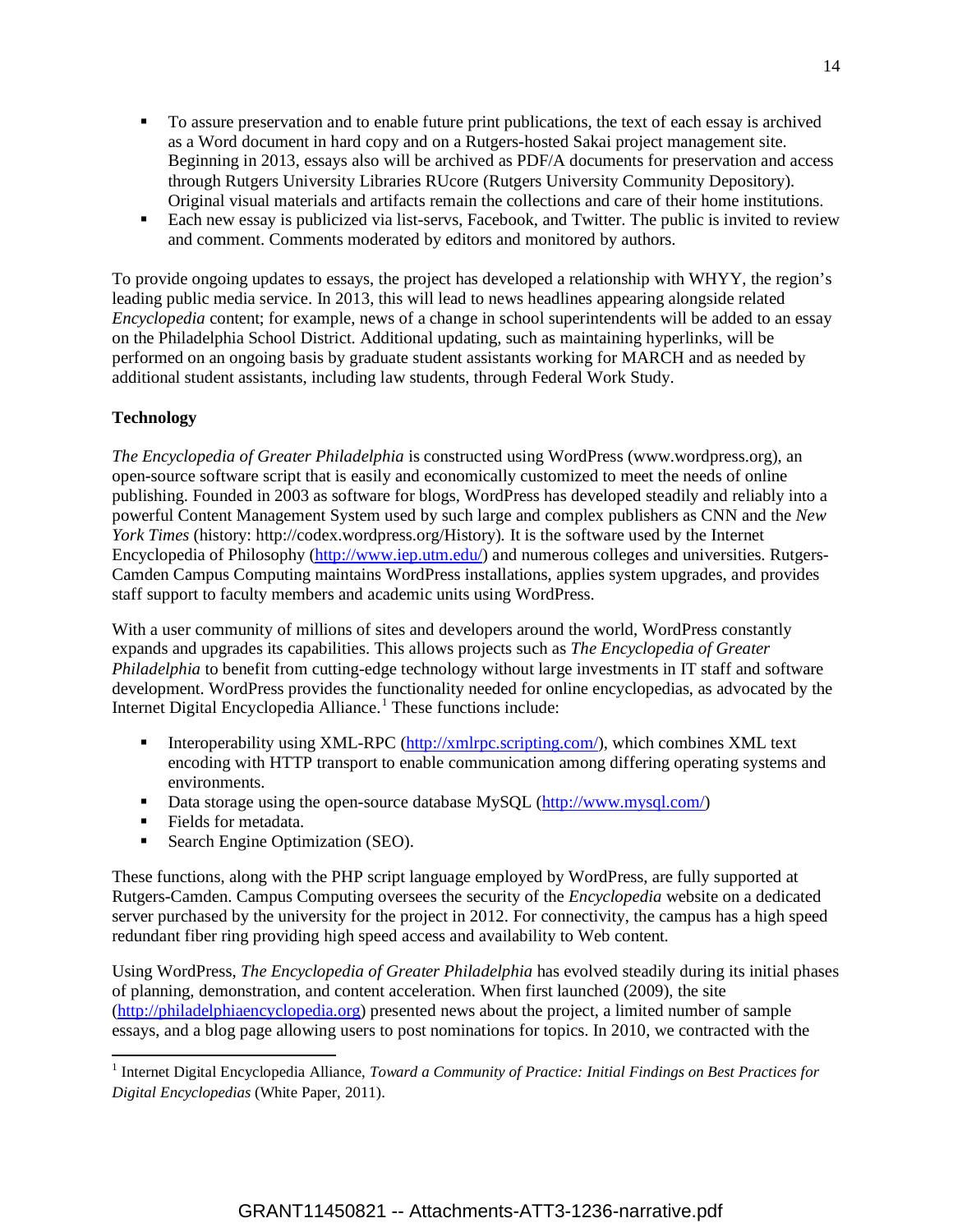- To assure preservation and to enable future print publications, the text of each essay is archived as a Word document in hard copy and on a Rutgers-hosted Sakai project management site. Beginning in 2013, essays also will be archived as PDF/A documents for preservation and access through Rutgers University Libraries RUcore (Rutgers University Community Depository). Original visual materials and artifacts remain the collections and care of their home institutions.
- Each new essay is publicized via list-servs, Facebook, and Twitter. The public is invited to review and comment. Comments moderated by editors and monitored by authors.

To provide ongoing updates to essays, the project has developed a relationship with WHYY, the region's leading public media service. In 2013, this will lead to news headlines appearing alongside related *Encyclopedia* content; for example, news of a change in school superintendents will be added to an essay on the Philadelphia School District. Additional updating, such as maintaining hyperlinks, will be performed on an ongoing basis by graduate student assistants working for MARCH and as needed by additional student assistants, including law students, through Federal Work Study.

**Technology**

*The Encyclopedia of Greater Philadelphia* is constructed using WordPress (www.wordpress.org), an open-source software script that is easily and economically customized to meet the needs of online publishing. Founded in 2003 as software for blogs, WordPress has developed steadily and reliably into a powerful Content Management System used by such large and complex publishers as CNN and the *New York Times* (history: http://codex.wordpress.org/History). It is the software used by the Internet Encyclopedia of Philosophy (http://www.iep.utm.edu/) and numerous colleges and universities. Rutgers-Camden Campus Computing maintains WordPress installations, applies system upgrades, and provides staff support to faculty members and academic units using WordPress.

With a user community of millions of sites and developers around the world, WordPress constantly expands and upgrades its capabilities. This allows projects such as *The Encyclopedia of Greater Philadelphia* to benefit from cutting-edge technology without large investments in IT staff and software development. WordPress provides the functionality needed for online encyclopedias, as advocated by the Internet Digital Encyclopedia Alliance.[1] These functions include:

- Interoperability using XML-RPC (http://xmlrpc.scripting.com/), which combines XML text encoding with HTTP transport to enable communication among differing operating systems and environments.
- Data storage using the open-source database MySQL (http://www.mysql.com/)
- Fields for metadata.
- Search Engine Optimization (SEO).

These functions, along with the PHP script language employed by WordPress, are fully supported at Rutgers-Camden. Campus Computing oversees the security of the *Encyclopedia* website on a dedicated server purchased by the university for the project in 2012. For connectivity, the campus has a high speed redundant fiber ring providing high speed access and availability to Web content.

Using WordPress, *The Encyclopedia of Greater Philadelphia* has evolved steadily during its initial phases of planning, demonstration, and content acceleration. When first launched (2009), the site (http://philadelphiaencyclopedia.org) presented news about the project, a limited number of sample essays, and a blog page allowing users to post nominations for topics. In 2010, we contracted with the

---

[1] Internet Digital Encyclopedia Alliance, *Toward a Community of Practice: Initial Findings on Best Practices for Digital Encyclopedias* (White Paper, 2011).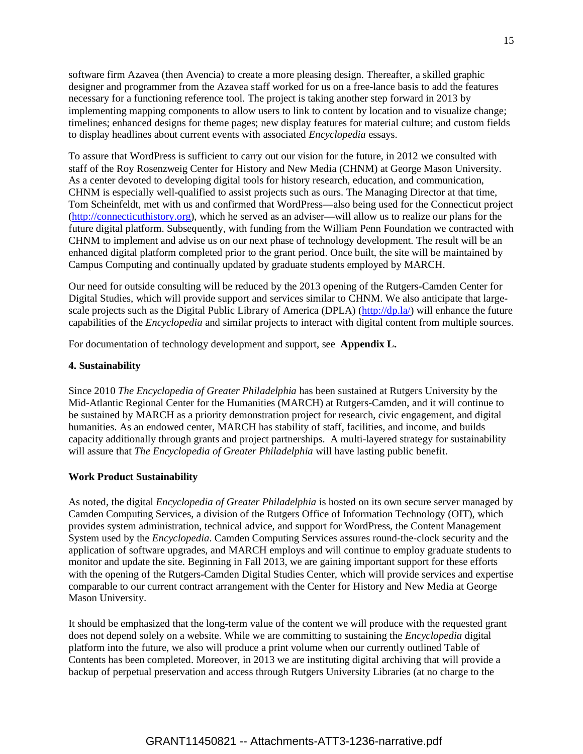software firm Azavea (then Avencia) to create a more pleasing design. Thereafter, a skilled graphic designer and programmer from the Azavea staff worked for us on a free-lance basis to add the features necessary for a functioning reference tool. The project is taking another step forward in 2013 by implementing mapping components to allow users to link to content by location and to visualize change; timelines; enhanced designs for theme pages; new display features for material culture; and custom fields to display headlines about current events with associated *Encyclopedia* essays.

To assure that WordPress is sufficient to carry out our vision for the future, in 2012 we consulted with staff of the Roy Rosenzweig Center for History and New Media (CHNM) at George Mason University. As a center devoted to developing digital tools for history research, education, and communication, CHNM is especially well-qualified to assist projects such as ours. The Managing Director at that time, Tom Scheinfeldt, met with us and confirmed that WordPress—also being used for the Connecticut project (http://connecticuthistory.org), which he served as an adviser—will allow us to realize our plans for the future digital platform. Subsequently, with funding from the William Penn Foundation we contracted with CHNM to implement and advise us on our next phase of technology development. The result will be an enhanced digital platform completed prior to the grant period. Once built, the site will be maintained by Campus Computing and continually updated by graduate students employed by MARCH.

Our need for outside consulting will be reduced by the 2013 opening of the Rutgers-Camden Center for Digital Studies, which will provide support and services similar to CHNM. We also anticipate that large-scale projects such as the Digital Public Library of America (DPLA) (http://dp.la/) will enhance the future capabilities of the *Encyclopedia* and similar projects to interact with digital content from multiple sources.

For documentation of technology development and support, see **Appendix L.**

### 4. Sustainability

Since 2010 *The Encyclopedia of Greater Philadelphia* has been sustained at Rutgers University by the Mid-Atlantic Regional Center for the Humanities (MARCH) at Rutgers-Camden, and it will continue to be sustained by MARCH as a priority demonstration project for research, civic engagement, and digital humanities. As an endowed center, MARCH has stability of staff, facilities, and income, and builds capacity additionally through grants and project partnerships. A multi-layered strategy for sustainability will assure that *The Encyclopedia of Greater Philadelphia* will have lasting public benefit.

#### Work Product Sustainability

As noted, the digital *Encyclopedia of Greater Philadelphia* is hosted on its own secure server managed by Camden Computing Services, a division of the Rutgers Office of Information Technology (OIT), which provides system administration, technical advice, and support for WordPress, the Content Management System used by the *Encyclopedia*. Camden Computing Services assures round-the-clock security and the application of software upgrades, and MARCH employs and will continue to employ graduate students to monitor and update the site. Beginning in Fall 2013, we are gaining important support for these efforts with the opening of the Rutgers-Camden Digital Studies Center, which will provide services and expertise comparable to our current contract arrangement with the Center for History and New Media at George Mason University.

It should be emphasized that the long-term value of the content we will produce with the requested grant does not depend solely on a website. While we are committing to sustaining the *Encyclopedia* digital platform into the future, we also will produce a print volume when our currently outlined Table of Contents has been completed. Moreover, in 2013 we are instituting digital archiving that will provide a backup of perpetual preservation and access through Rutgers University Libraries (at no charge to the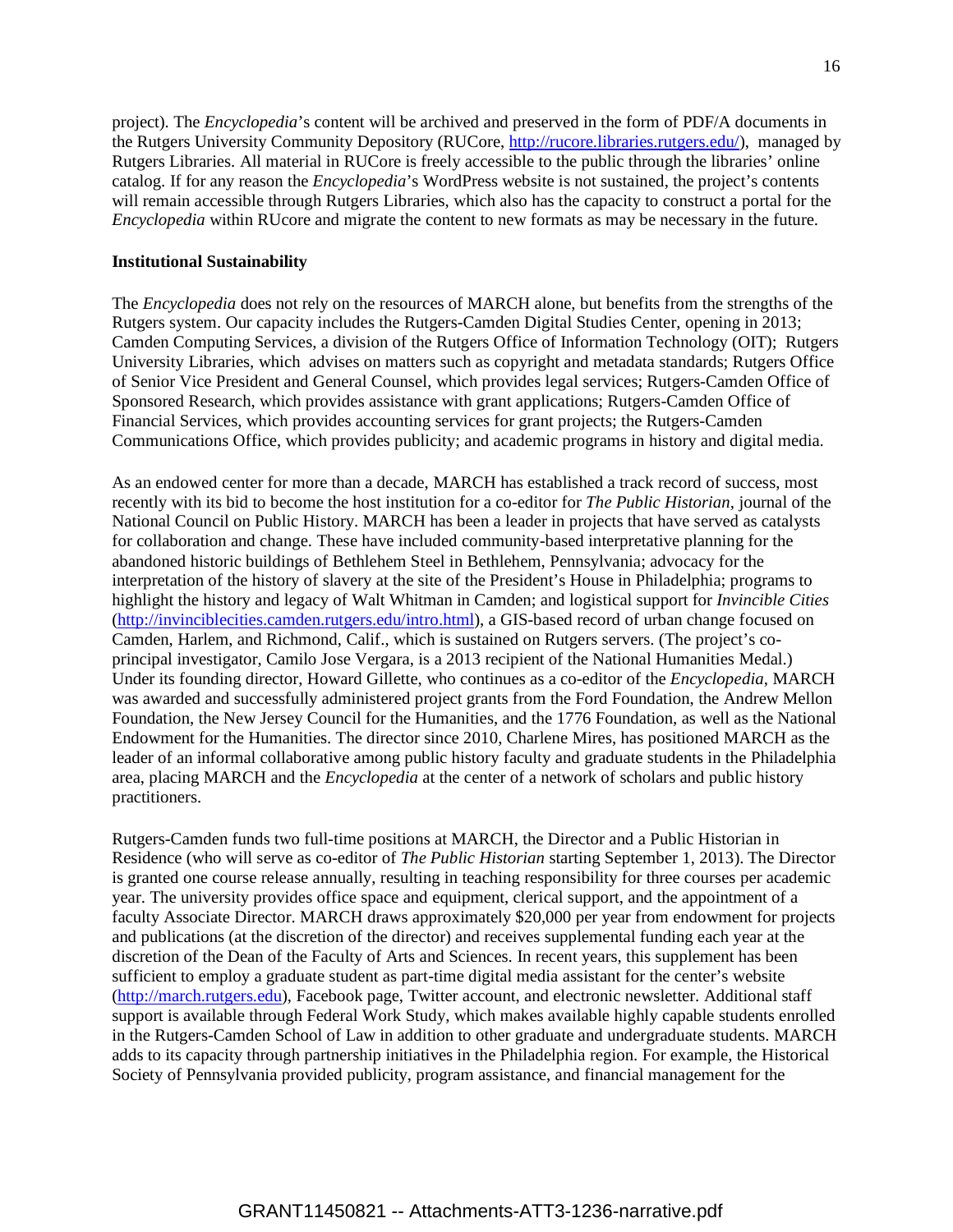project). The *Encyclopedia*'s content will be archived and preserved in the form of PDF/A documents in the Rutgers University Community Depository (RUCore, http://rucore.libraries.rutgers.edu/), managed by Rutgers Libraries. All material in RUCore is freely accessible to the public through the libraries' online catalog. If for any reason the *Encyclopedia*'s WordPress website is not sustained, the project's contents will remain accessible through Rutgers Libraries, which also has the capacity to construct a portal for the *Encyclopedia* within RUcore and migrate the content to new formats as may be necessary in the future.

**Institutional Sustainability**

The *Encyclopedia* does not rely on the resources of MARCH alone, but benefits from the strengths of the Rutgers system. Our capacity includes the Rutgers-Camden Digital Studies Center, opening in 2013; Camden Computing Services, a division of the Rutgers Office of Information Technology (OIT); Rutgers University Libraries, which advises on matters such as copyright and metadata standards; Rutgers Office of Senior Vice President and General Counsel, which provides legal services; Rutgers-Camden Office of Sponsored Research, which provides assistance with grant applications; Rutgers-Camden Office of Financial Services, which provides accounting services for grant projects; the Rutgers-Camden Communications Office, which provides publicity; and academic programs in history and digital media.

As an endowed center for more than a decade, MARCH has established a track record of success, most recently with its bid to become the host institution for a co-editor for *The Public Historian*, journal of the National Council on Public History. MARCH has been a leader in projects that have served as catalysts for collaboration and change. These have included community-based interpretative planning for the abandoned historic buildings of Bethlehem Steel in Bethlehem, Pennsylvania; advocacy for the interpretation of the history of slavery at the site of the President's House in Philadelphia; programs to highlight the history and legacy of Walt Whitman in Camden; and logistical support for *Invincible Cities* (http://invinciblecities.camden.rutgers.edu/intro.html), a GIS-based record of urban change focused on Camden, Harlem, and Richmond, Calif., which is sustained on Rutgers servers. (The project's co-principal investigator, Camilo Jose Vergara, is a 2013 recipient of the National Humanities Medal.) Under its founding director, Howard Gillette, who continues as a co-editor of the *Encyclopedia*, MARCH was awarded and successfully administered project grants from the Ford Foundation, the Andrew Mellon Foundation, the New Jersey Council for the Humanities, and the 1776 Foundation, as well as the National Endowment for the Humanities. The director since 2010, Charlene Mires, has positioned MARCH as the leader of an informal collaborative among public history faculty and graduate students in the Philadelphia area, placing MARCH and the *Encyclopedia* at the center of a network of scholars and public history practitioners.

Rutgers-Camden funds two full-time positions at MARCH, the Director and a Public Historian in Residence (who will serve as co-editor of *The Public Historian* starting September 1, 2013). The Director is granted one course release annually, resulting in teaching responsibility for three courses per academic year. The university provides office space and equipment, clerical support, and the appointment of a faculty Associate Director. MARCH draws approximately $20,000 per year from endowment for projects and publications (at the discretion of the director) and receives supplemental funding each year at the discretion of the Dean of the Faculty of Arts and Sciences. In recent years, this supplement has been sufficient to employ a graduate student as part-time digital media assistant for the center's website (http://march.rutgers.edu), Facebook page, Twitter account, and electronic newsletter. Additional staff support is available through Federal Work Study, which makes available highly capable students enrolled in the Rutgers-Camden School of Law in addition to other graduate and undergraduate students. MARCH adds to its capacity through partnership initiatives in the Philadelphia region. For example, the Historical Society of Pennsylvania provided publicity, program assistance, and financial management for the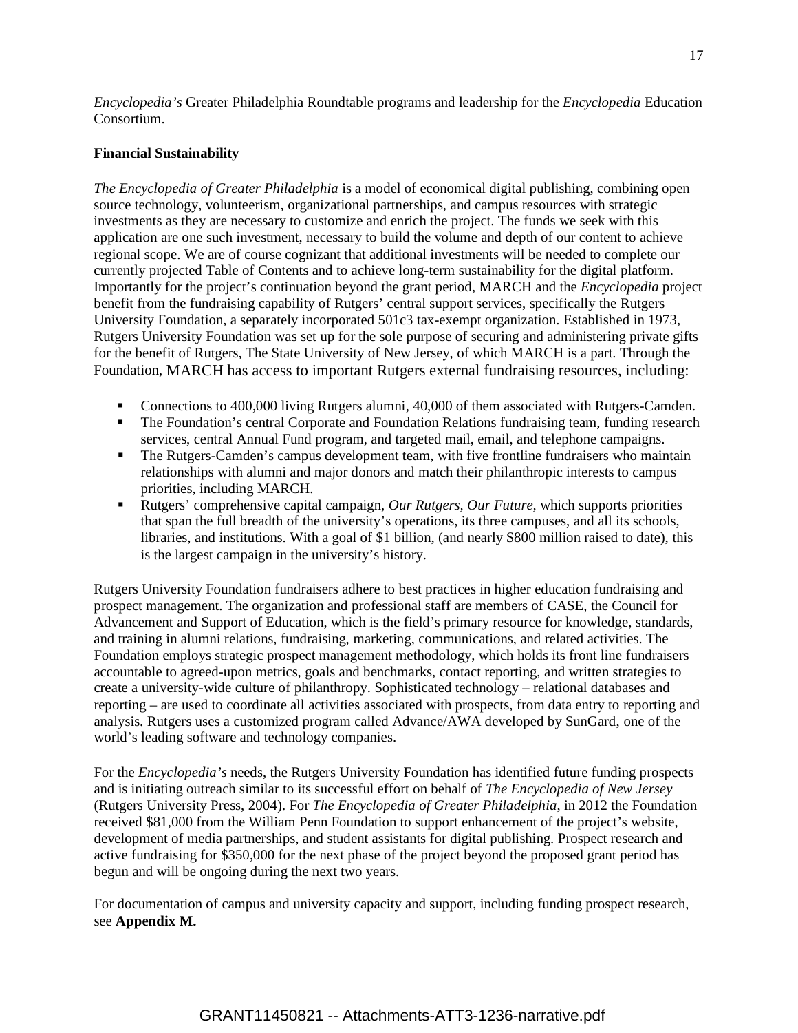*Encyclopedia's* Greater Philadelphia Roundtable programs and leadership for the *Encyclopedia* Education Consortium.

**Financial Sustainability**

*The Encyclopedia of Greater Philadelphia* is a model of economical digital publishing, combining open source technology, volunteerism, organizational partnerships, and campus resources with strategic investments as they are necessary to customize and enrich the project. The funds we seek with this application are one such investment, necessary to build the volume and depth of our content to achieve regional scope. We are of course cognizant that additional investments will be needed to complete our currently projected Table of Contents and to achieve long-term sustainability for the digital platform. Importantly for the project's continuation beyond the grant period, MARCH and the *Encyclopedia* project benefit from the fundraising capability of Rutgers' central support services, specifically the Rutgers University Foundation, a separately incorporated 501c3 tax-exempt organization. Established in 1973, Rutgers University Foundation was set up for the sole purpose of securing and administering private gifts for the benefit of Rutgers, The State University of New Jersey, of which MARCH is a part. Through the Foundation, MARCH has access to important Rutgers external fundraising resources, including:

- Connections to 400,000 living Rutgers alumni, 40,000 of them associated with Rutgers-Camden.
- The Foundation's central Corporate and Foundation Relations fundraising team, funding research services, central Annual Fund program, and targeted mail, email, and telephone campaigns.
- The Rutgers-Camden's campus development team, with five frontline fundraisers who maintain relationships with alumni and major donors and match their philanthropic interests to campus priorities, including MARCH.
- Rutgers' comprehensive capital campaign, *Our Rutgers, Our Future*, which supports priorities that span the full breadth of the university's operations, its three campuses, and all its schools, libraries, and institutions. With a goal of $1 billion, (and nearly $800 million raised to date), this is the largest campaign in the university's history.

Rutgers University Foundation fundraisers adhere to best practices in higher education fundraising and prospect management. The organization and professional staff are members of CASE, the Council for Advancement and Support of Education, which is the field's primary resource for knowledge, standards, and training in alumni relations, fundraising, marketing, communications, and related activities. The Foundation employs strategic prospect management methodology, which holds its front line fundraisers accountable to agreed-upon metrics, goals and benchmarks, contact reporting, and written strategies to create a university-wide culture of philanthropy. Sophisticated technology – relational databases and reporting – are used to coordinate all activities associated with prospects, from data entry to reporting and analysis. Rutgers uses a customized program called Advance/AWA developed by SunGard, one of the world's leading software and technology companies.

For the *Encyclopedia's* needs, the Rutgers University Foundation has identified future funding prospects and is initiating outreach similar to its successful effort on behalf of *The Encyclopedia of New Jersey* (Rutgers University Press, 2004). For *The Encyclopedia of Greater Philadelphia*, in 2012 the Foundation received $81,000 from the William Penn Foundation to support enhancement of the project's website, development of media partnerships, and student assistants for digital publishing. Prospect research and active fundraising for $350,000 for the next phase of the project beyond the proposed grant period has begun and will be ongoing during the next two years.

For documentation of campus and university capacity and support, including funding prospect research, see **Appendix M.**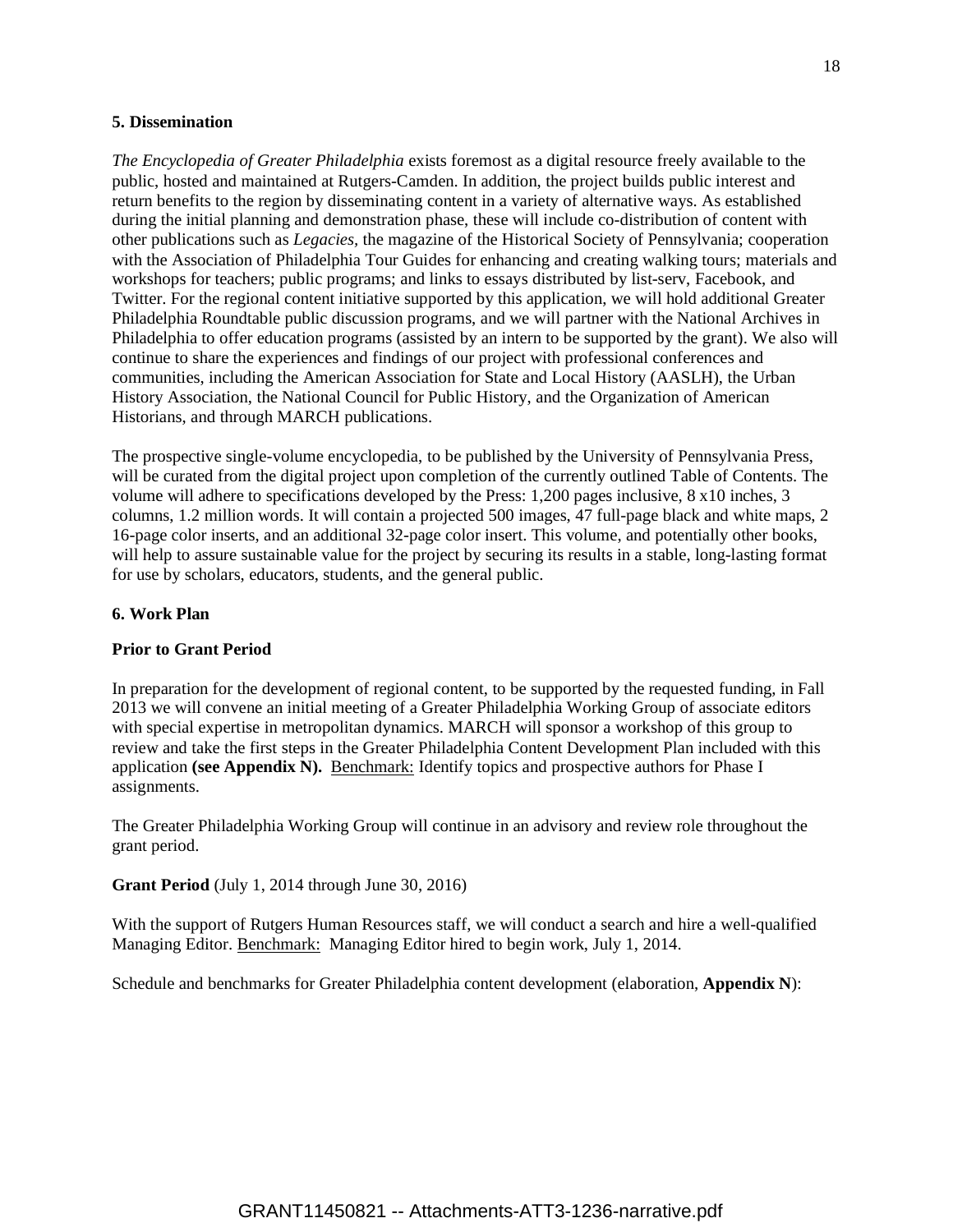### 5. Dissemination

*The Encyclopedia of Greater Philadelphia* exists foremost as a digital resource freely available to the public, hosted and maintained at Rutgers-Camden. In addition, the project builds public interest and return benefits to the region by disseminating content in a variety of alternative ways. As established during the initial planning and demonstration phase, these will include co-distribution of content with other publications such as *Legacies*, the magazine of the Historical Society of Pennsylvania; cooperation with the Association of Philadelphia Tour Guides for enhancing and creating walking tours; materials and workshops for teachers; public programs; and links to essays distributed by list-serv, Facebook, and Twitter. For the regional content initiative supported by this application, we will hold additional Greater Philadelphia Roundtable public discussion programs, and we will partner with the National Archives in Philadelphia to offer education programs (assisted by an intern to be supported by the grant). We also will continue to share the experiences and findings of our project with professional conferences and communities, including the American Association for State and Local History (AASLH), the Urban History Association, the National Council for Public History, and the Organization of American Historians, and through MARCH publications.

The prospective single-volume encyclopedia, to be published by the University of Pennsylvania Press, will be curated from the digital project upon completion of the currently outlined Table of Contents. The volume will adhere to specifications developed by the Press: 1,200 pages inclusive, 8 x10 inches, 3 columns, 1.2 million words. It will contain a projected 500 images, 47 full-page black and white maps, 2 16-page color inserts, and an additional 32-page color insert. This volume, and potentially other books, will help to assure sustainable value for the project by securing its results in a stable, long-lasting format for use by scholars, educators, students, and the general public.

### 6. Work Plan

**Prior to Grant Period**

In preparation for the development of regional content, to be supported by the requested funding, in Fall 2013 we will convene an initial meeting of a Greater Philadelphia Working Group of associate editors with special expertise in metropolitan dynamics. MARCH will sponsor a workshop of this group to review and take the first steps in the Greater Philadelphia Content Development Plan included with this application **(see Appendix N).** Benchmark: Identify topics and prospective authors for Phase I assignments.

The Greater Philadelphia Working Group will continue in an advisory and review role throughout the grant period.

**Grant Period** (July 1, 2014 through June 30, 2016)

With the support of Rutgers Human Resources staff, we will conduct a search and hire a well-qualified Managing Editor. Benchmark: Managing Editor hired to begin work, July 1, 2014.

Schedule and benchmarks for Greater Philadelphia content development (elaboration, **Appendix N**):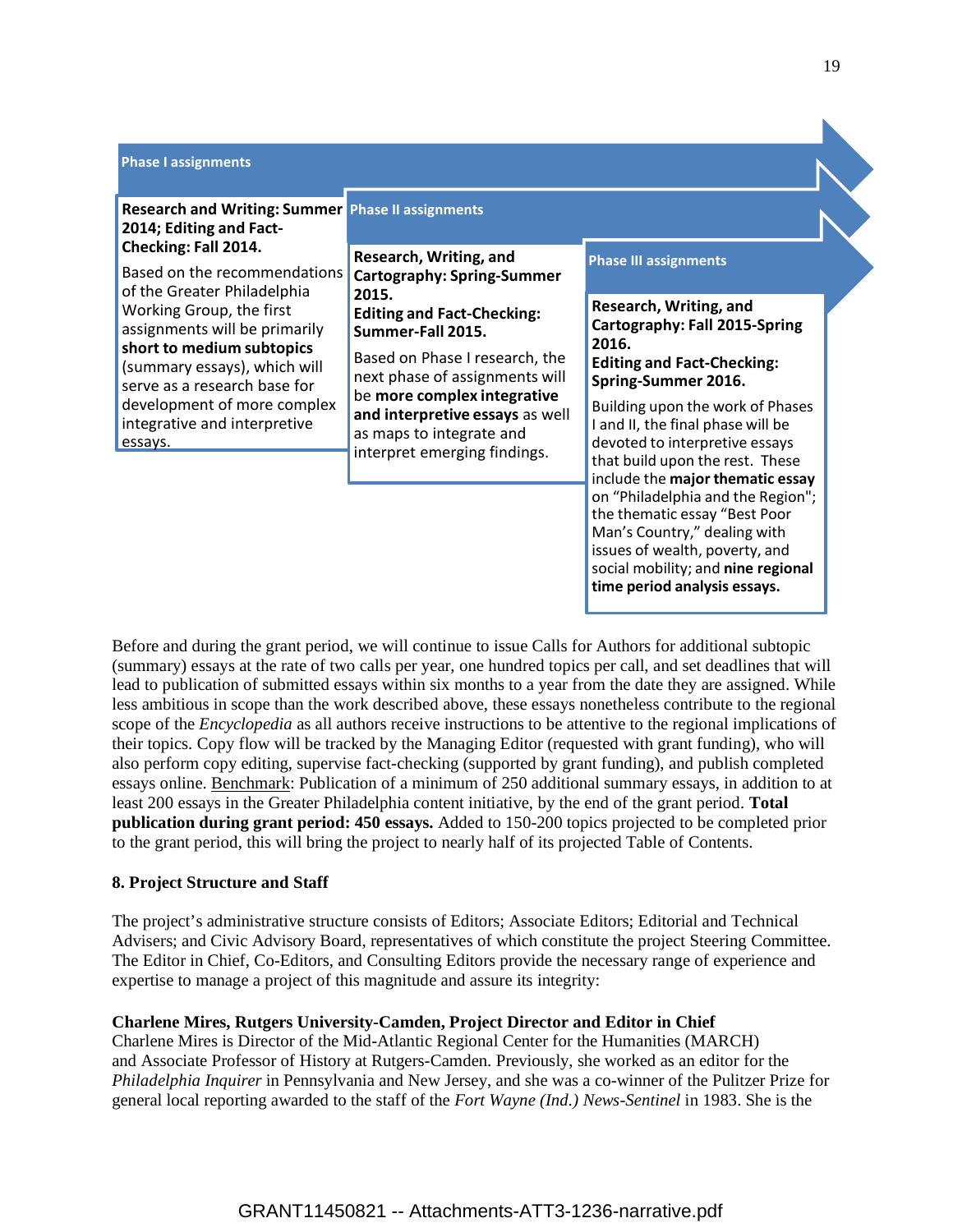**Phase I assignments**

**Research and Writing: Summer 2014; Editing and Fact-Checking: Fall 2014.**

Based on the recommendations of the Greater Philadelphia Working Group, the first assignments will be primarily **short to medium subtopics** (summary essays), which will serve as a research base for development of more complex integrative and interpretive essays.

**Phase II assignments**

**Research, Writing, and Cartography: Spring-Summer 2015.**
**Editing and Fact-Checking: Summer-Fall 2015.**

Based on Phase I research, the next phase of assignments will be **more complex integrative and interpretive essays** as well as maps to integrate and interpret emerging findings.

**Phase III assignments**

**Research, Writing, and Cartography: Fall 2015-Spring 2016.**
**Editing and Fact-Checking: Spring-Summer 2016.**

Building upon the work of Phases I and II, the final phase will be devoted to interpretive essays that build upon the rest. These include the **major thematic essay** on "Philadelphia and the Region"; the thematic essay "Best Poor Man's Country," dealing with issues of wealth, poverty, and social mobility; and **nine regional time period analysis essays.**

Before and during the grant period, we will continue to issue Calls for Authors for additional subtopic (summary) essays at the rate of two calls per year, one hundred topics per call, and set deadlines that will lead to publication of submitted essays within six months to a year from the date they are assigned. While less ambitious in scope than the work described above, these essays nonetheless contribute to the regional scope of the *Encyclopedia* as all authors receive instructions to be attentive to the regional implications of their topics. Copy flow will be tracked by the Managing Editor (requested with grant funding), who will also perform copy editing, supervise fact-checking (supported by grant funding), and publish completed essays online. Benchmark: Publication of a minimum of 250 additional summary essays, in addition to at least 200 essays in the Greater Philadelphia content initiative, by the end of the grant period. **Total publication during grant period: 450 essays.** Added to 150-200 topics projected to be completed prior to the grant period, this will bring the project to nearly half of its projected Table of Contents.

## 8. Project Structure and Staff

The project's administrative structure consists of Editors; Associate Editors; Editorial and Technical Advisers; and Civic Advisory Board, representatives of which constitute the project Steering Committee. The Editor in Chief, Co-Editors, and Consulting Editors provide the necessary range of experience and expertise to manage a project of this magnitude and assure its integrity:

**Charlene Mires, Rutgers University-Camden, Project Director and Editor in Chief**
Charlene Mires is Director of the Mid-Atlantic Regional Center for the Humanities (MARCH) and Associate Professor of History at Rutgers-Camden. Previously, she worked as an editor for the *Philadelphia Inquirer* in Pennsylvania and New Jersey, and she was a co-winner of the Pulitzer Prize for general local reporting awarded to the staff of the *Fort Wayne (Ind.) News-Sentinel* in 1983. She is the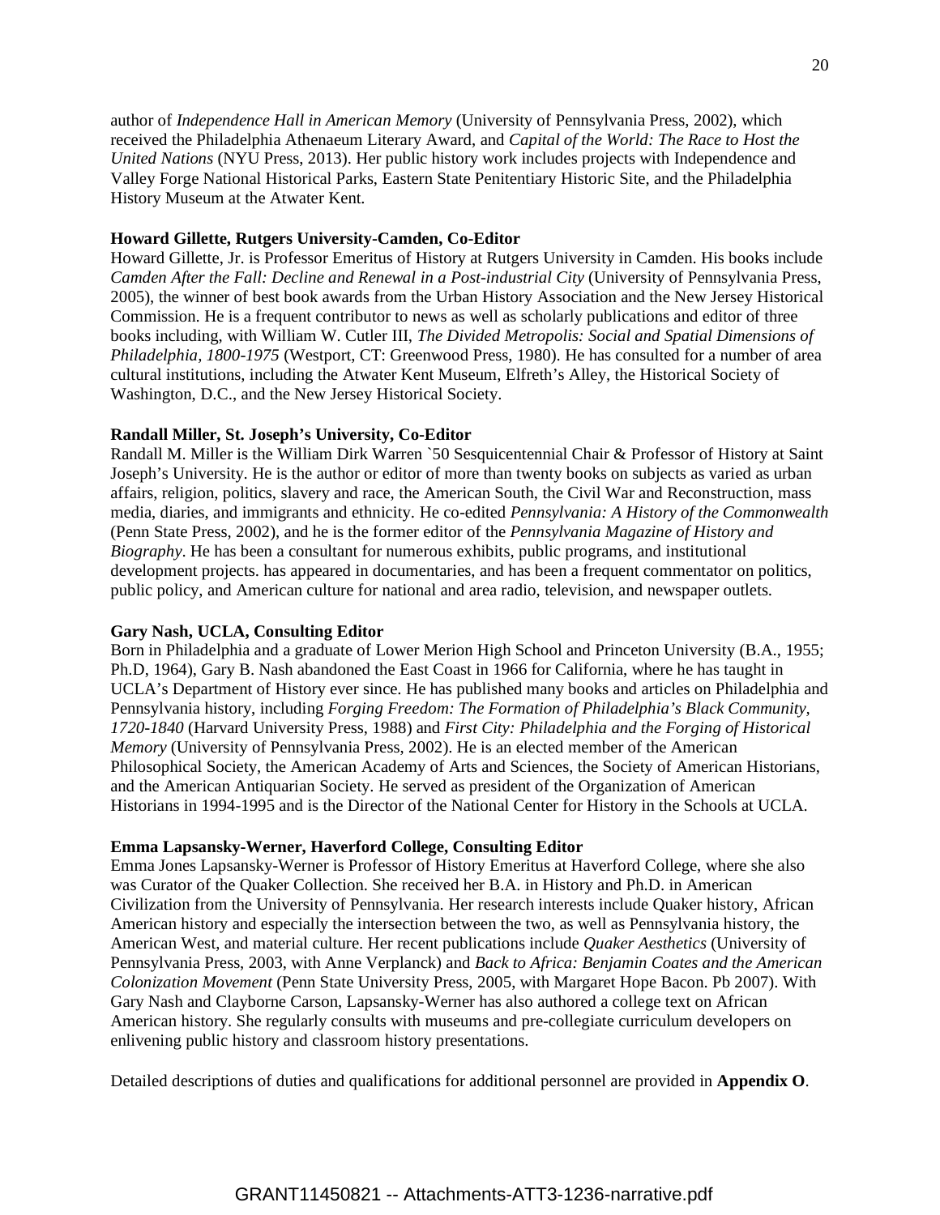author of *Independence Hall in American Memory* (University of Pennsylvania Press, 2002), which received the Philadelphia Athenaeum Literary Award, and *Capital of the World: The Race to Host the United Nations* (NYU Press, 2013). Her public history work includes projects with Independence and Valley Forge National Historical Parks, Eastern State Penitentiary Historic Site, and the Philadelphia History Museum at the Atwater Kent.

**Howard Gillette, Rutgers University-Camden, Co-Editor**
Howard Gillette, Jr. is Professor Emeritus of History at Rutgers University in Camden. His books include *Camden After the Fall: Decline and Renewal in a Post-industrial City* (University of Pennsylvania Press, 2005), the winner of best book awards from the Urban History Association and the New Jersey Historical Commission. He is a frequent contributor to news as well as scholarly publications and editor of three books including, with William W. Cutler III, *The Divided Metropolis: Social and Spatial Dimensions of Philadelphia, 1800-1975* (Westport, CT: Greenwood Press, 1980). He has consulted for a number of area cultural institutions, including the Atwater Kent Museum, Elfreth's Alley, the Historical Society of Washington, D.C., and the New Jersey Historical Society.

**Randall Miller, St. Joseph's University, Co-Editor**
Randall M. Miller is the William Dirk Warren `50 Sesquicentennial Chair & Professor of History at Saint Joseph's University. He is the author or editor of more than twenty books on subjects as varied as urban affairs, religion, politics, slavery and race, the American South, the Civil War and Reconstruction, mass media, diaries, and immigrants and ethnicity. He co-edited *Pennsylvania: A History of the Commonwealth* (Penn State Press, 2002), and he is the former editor of the *Pennsylvania Magazine of History and Biography*. He has been a consultant for numerous exhibits, public programs, and institutional development projects. has appeared in documentaries, and has been a frequent commentator on politics, public policy, and American culture for national and area radio, television, and newspaper outlets.

**Gary Nash, UCLA, Consulting Editor**
Born in Philadelphia and a graduate of Lower Merion High School and Princeton University (B.A., 1955; Ph.D, 1964), Gary B. Nash abandoned the East Coast in 1966 for California, where he has taught in UCLA's Department of History ever since. He has published many books and articles on Philadelphia and Pennsylvania history, including *Forging Freedom: The Formation of Philadelphia's Black Community, 1720-1840* (Harvard University Press, 1988) and *First City: Philadelphia and the Forging of Historical Memory* (University of Pennsylvania Press, 2002). He is an elected member of the American Philosophical Society, the American Academy of Arts and Sciences, the Society of American Historians, and the American Antiquarian Society. He served as president of the Organization of American Historians in 1994-1995 and is the Director of the National Center for History in the Schools at UCLA.

**Emma Lapsansky-Werner, Haverford College, Consulting Editor**
Emma Jones Lapsansky-Werner is Professor of History Emeritus at Haverford College, where she also was Curator of the Quaker Collection. She received her B.A. in History and Ph.D. in American Civilization from the University of Pennsylvania. Her research interests include Quaker history, African American history and especially the intersection between the two, as well as Pennsylvania history, the American West, and material culture. Her recent publications include *Quaker Aesthetics* (University of Pennsylvania Press, 2003, with Anne Verplanck) and *Back to Africa: Benjamin Coates and the American Colonization Movement* (Penn State University Press, 2005, with Margaret Hope Bacon. Pb 2007). With Gary Nash and Clayborne Carson, Lapsansky-Werner has also authored a college text on African American history. She regularly consults with museums and pre-collegiate curriculum developers on enlivening public history and classroom history presentations.

Detailed descriptions of duties and qualifications for additional personnel are provided in **Appendix O**.